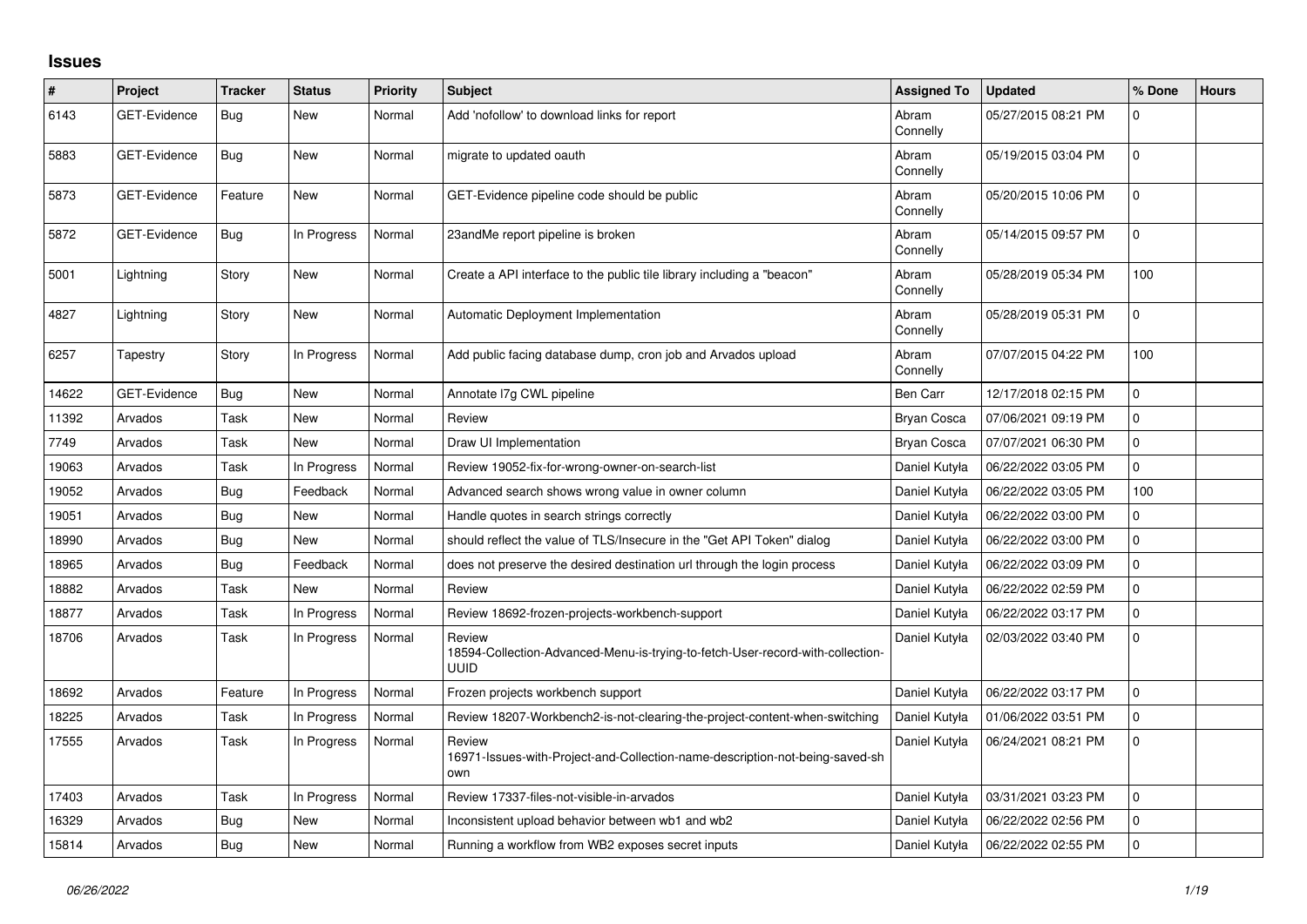# Issues

| # | Project | Tracker | Status | Priority | Subject | Assigned To | Updated | % Done | Hours |
|---|---|---|---|---|---|---|---|---|---|
| 6143 | GET-Evidence | Bug | New | Normal | Add 'nofollow' to download links for report | Abram Connelly | 05/27/2015 08:21 PM | 0 | |
| 5883 | GET-Evidence | Bug | New | Normal | migrate to updated oauth | Abram Connelly | 05/19/2015 03:04 PM | 0 | |
| 5873 | GET-Evidence | Feature | New | Normal | GET-Evidence pipeline code should be public | Abram Connelly | 05/20/2015 10:06 PM | 0 | |
| 5872 | GET-Evidence | Bug | In Progress | Normal | 23andMe report pipeline is broken | Abram Connelly | 05/14/2015 09:57 PM | 0 | |
| 5001 | Lightning | Story | New | Normal | Create a API interface to the public tile library including a "beacon" | Abram Connelly | 05/28/2019 05:34 PM | 100 | |
| 4827 | Lightning | Story | New | Normal | Automatic Deployment Implementation | Abram Connelly | 05/28/2019 05:31 PM | 0 | |
| 6257 | Tapestry | Story | In Progress | Normal | Add public facing database dump, cron job and Arvados upload | Abram Connelly | 07/07/2015 04:22 PM | 100 | |
| 14622 | GET-Evidence | Bug | New | Normal | Annotate l7g CWL pipeline | Ben Carr | 12/17/2018 02:15 PM | 0 | |
| 11392 | Arvados | Task | New | Normal | Review | Bryan Cosca | 07/06/2021 09:19 PM | 0 | |
| 7749 | Arvados | Task | New | Normal | Draw UI Implementation | Bryan Cosca | 07/07/2021 06:30 PM | 0 | |
| 19063 | Arvados | Task | In Progress | Normal | Review 19052-fix-for-wrong-owner-on-search-list | Daniel Kutyła | 06/22/2022 03:05 PM | 0 | |
| 19052 | Arvados | Bug | Feedback | Normal | Advanced search shows wrong value in owner column | Daniel Kutyła | 06/22/2022 03:05 PM | 100 | |
| 19051 | Arvados | Bug | New | Normal | Handle quotes in search strings correctly | Daniel Kutyła | 06/22/2022 03:00 PM | 0 | |
| 18990 | Arvados | Bug | New | Normal | should reflect the value of TLS/Insecure in the "Get API Token" dialog | Daniel Kutyła | 06/22/2022 03:00 PM | 0 | |
| 18965 | Arvados | Bug | Feedback | Normal | does not preserve the desired destination url through the login process | Daniel Kutyła | 06/22/2022 03:09 PM | 0 | |
| 18882 | Arvados | Task | New | Normal | Review | Daniel Kutyła | 06/22/2022 02:59 PM | 0 | |
| 18877 | Arvados | Task | In Progress | Normal | Review 18692-frozen-projects-workbench-support | Daniel Kutyła | 06/22/2022 03:17 PM | 0 | |
| 18706 | Arvados | Task | In Progress | Normal | Review 18594-Collection-Advanced-Menu-is-trying-to-fetch-User-record-with-collection-UUID | Daniel Kutyła | 02/03/2022 03:40 PM | 0 | |
| 18692 | Arvados | Feature | In Progress | Normal | Frozen projects workbench support | Daniel Kutyła | 06/22/2022 03:17 PM | 0 | |
| 18225 | Arvados | Task | In Progress | Normal | Review 18207-Workbench2-is-not-clearing-the-project-content-when-switching | Daniel Kutyła | 01/06/2022 03:51 PM | 0 | |
| 17555 | Arvados | Task | In Progress | Normal | Review 16971-Issues-with-Project-and-Collection-name-description-not-being-saved-shown | Daniel Kutyła | 06/24/2021 08:21 PM | 0 | |
| 17403 | Arvados | Task | In Progress | Normal | Review 17337-files-not-visible-in-arvados | Daniel Kutyła | 03/31/2021 03:23 PM | 0 | |
| 16329 | Arvados | Bug | New | Normal | Inconsistent upload behavior between wb1 and wb2 | Daniel Kutyła | 06/22/2022 02:56 PM | 0 | |
| 15814 | Arvados | Bug | New | Normal | Running a workflow from WB2 exposes secret inputs | Daniel Kutyła | 06/22/2022 02:55 PM | 0 | |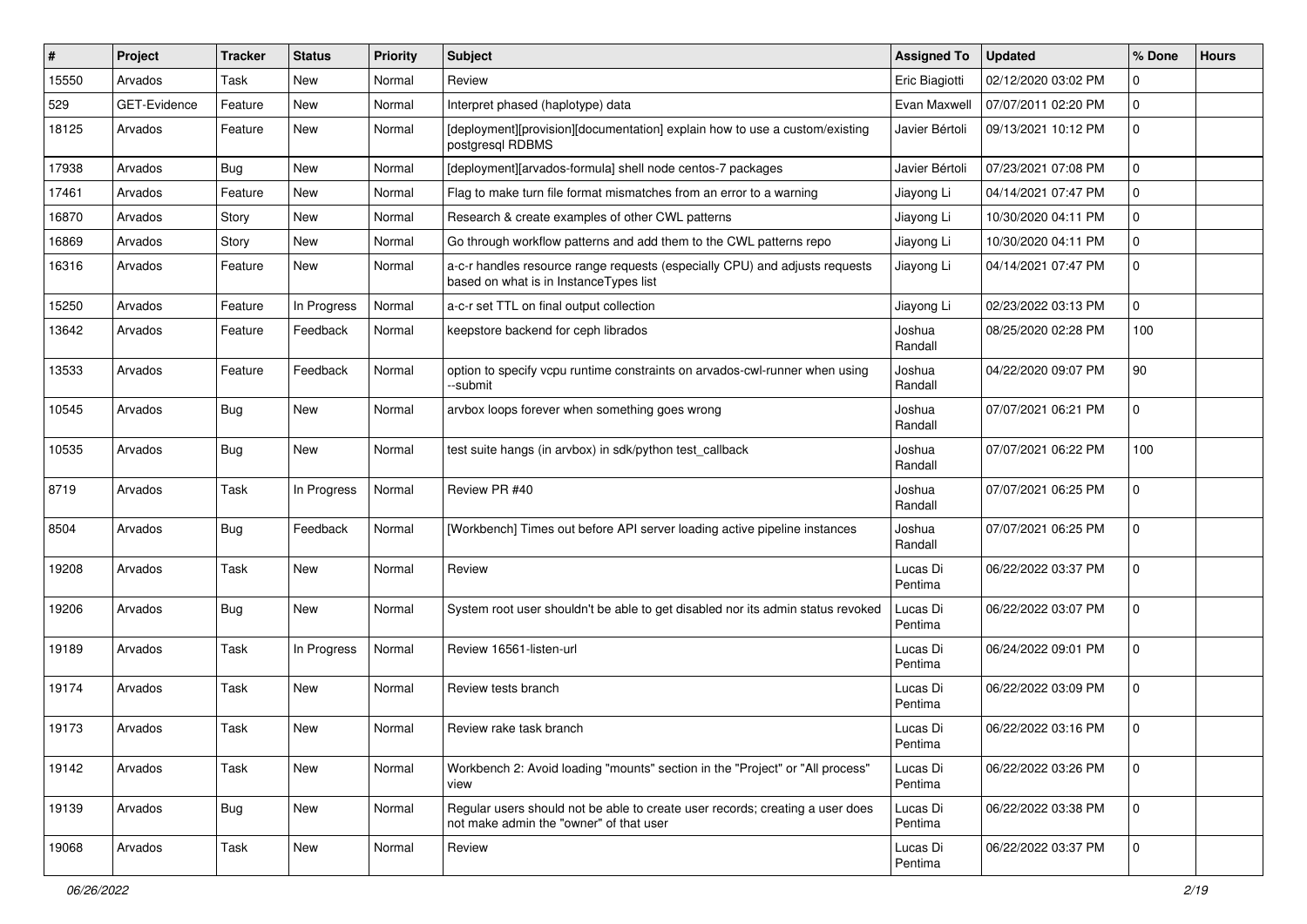| # | Project | Tracker | Status | Priority | Subject | Assigned To | Updated | % Done | Hours |
|---|---|---|---|---|---|---|---|---|---|
| 15550 | Arvados | Task | New | Normal | Review | Eric Biagiotti | 02/12/2020 03:02 PM | 0 | |
| 529 | GET-Evidence | Feature | New | Normal | Interpret phased (haplotype) data | Evan Maxwell | 07/07/2011 02:20 PM | 0 | |
| 18125 | Arvados | Feature | New | Normal | [deployment][provision][documentation] explain how to use a custom/existing postgresql RDBMS | Javier Bértoli | 09/13/2021 10:12 PM | 0 | |
| 17938 | Arvados | Bug | New | Normal | [deployment][arvados-formula] shell node centos-7 packages | Javier Bértoli | 07/23/2021 07:08 PM | 0 | |
| 17461 | Arvados | Feature | New | Normal | Flag to make turn file format mismatches from an error to a warning | Jiayong Li | 04/14/2021 07:47 PM | 0 | |
| 16870 | Arvados | Story | New | Normal | Research & create examples of other CWL patterns | Jiayong Li | 10/30/2020 04:11 PM | 0 | |
| 16869 | Arvados | Story | New | Normal | Go through workflow patterns and add them to the CWL patterns repo | Jiayong Li | 10/30/2020 04:11 PM | 0 | |
| 16316 | Arvados | Feature | New | Normal | a-c-r handles resource range requests (especially CPU) and adjusts requests based on what is in InstanceTypes list | Jiayong Li | 04/14/2021 07:47 PM | 0 | |
| 15250 | Arvados | Feature | In Progress | Normal | a-c-r set TTL on final output collection | Jiayong Li | 02/23/2022 03:13 PM | 0 | |
| 13642 | Arvados | Feature | Feedback | Normal | keepstore backend for ceph librados | Joshua Randall | 08/25/2020 02:28 PM | 100 | |
| 13533 | Arvados | Feature | Feedback | Normal | option to specify vcpu runtime constraints on arvados-cwl-runner when using --submit | Joshua Randall | 04/22/2020 09:07 PM | 90 | |
| 10545 | Arvados | Bug | New | Normal | arvbox loops forever when something goes wrong | Joshua Randall | 07/07/2021 06:21 PM | 0 | |
| 10535 | Arvados | Bug | New | Normal | test suite hangs (in arvbox) in sdk/python test_callback | Joshua Randall | 07/07/2021 06:22 PM | 100 | |
| 8719 | Arvados | Task | In Progress | Normal | Review PR #40 | Joshua Randall | 07/07/2021 06:25 PM | 0 | |
| 8504 | Arvados | Bug | Feedback | Normal | [Workbench] Times out before API server loading active pipeline instances | Joshua Randall | 07/07/2021 06:25 PM | 0 | |
| 19208 | Arvados | Task | New | Normal | Review | Lucas Di Pentima | 06/22/2022 03:37 PM | 0 | |
| 19206 | Arvados | Bug | New | Normal | System root user shouldn't be able to get disabled nor its admin status revoked | Lucas Di Pentima | 06/22/2022 03:07 PM | 0 | |
| 19189 | Arvados | Task | In Progress | Normal | Review 16561-listen-url | Lucas Di Pentima | 06/24/2022 09:01 PM | 0 | |
| 19174 | Arvados | Task | New | Normal | Review tests branch | Lucas Di Pentima | 06/22/2022 03:09 PM | 0 | |
| 19173 | Arvados | Task | New | Normal | Review rake task branch | Lucas Di Pentima | 06/22/2022 03:16 PM | 0 | |
| 19142 | Arvados | Task | New | Normal | Workbench 2: Avoid loading "mounts" section in the "Project" or "All process" view | Lucas Di Pentima | 06/22/2022 03:26 PM | 0 | |
| 19139 | Arvados | Bug | New | Normal | Regular users should not be able to create user records; creating a user does not make admin the "owner" of that user | Lucas Di Pentima | 06/22/2022 03:38 PM | 0 | |
| 19068 | Arvados | Task | New | Normal | Review | Lucas Di Pentima | 06/22/2022 03:37 PM | 0 | |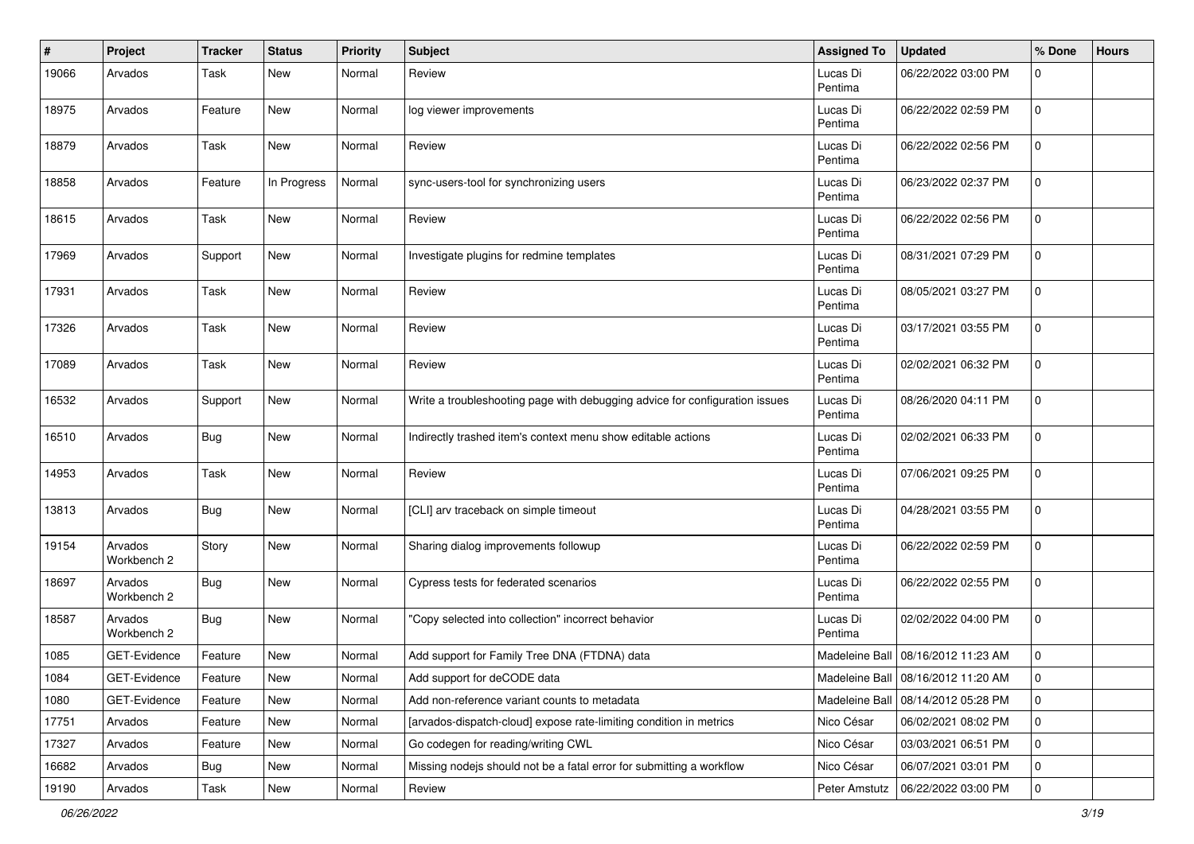| # | Project | Tracker | Status | Priority | Subject | Assigned To | Updated | % Done | Hours |
|---|---|---|---|---|---|---|---|---|---|
| 19066 | Arvados | Task | New | Normal | Review | Lucas Di Pentima | 06/22/2022 03:00 PM | 0 | |
| 18975 | Arvados | Feature | New | Normal | log viewer improvements | Lucas Di Pentima | 06/22/2022 02:59 PM | 0 | |
| 18879 | Arvados | Task | New | Normal | Review | Lucas Di Pentima | 06/22/2022 02:56 PM | 0 | |
| 18858 | Arvados | Feature | In Progress | Normal | sync-users-tool for synchronizing users | Lucas Di Pentima | 06/23/2022 02:37 PM | 0 | |
| 18615 | Arvados | Task | New | Normal | Review | Lucas Di Pentima | 06/22/2022 02:56 PM | 0 | |
| 17969 | Arvados | Support | New | Normal | Investigate plugins for redmine templates | Lucas Di Pentima | 08/31/2021 07:29 PM | 0 | |
| 17931 | Arvados | Task | New | Normal | Review | Lucas Di Pentima | 08/05/2021 03:27 PM | 0 | |
| 17326 | Arvados | Task | New | Normal | Review | Lucas Di Pentima | 03/17/2021 03:55 PM | 0 | |
| 17089 | Arvados | Task | New | Normal | Review | Lucas Di Pentima | 02/02/2021 06:32 PM | 0 | |
| 16532 | Arvados | Support | New | Normal | Write a troubleshooting page with debugging advice for configuration issues | Lucas Di Pentima | 08/26/2020 04:11 PM | 0 | |
| 16510 | Arvados | Bug | New | Normal | Indirectly trashed item's context menu show editable actions | Lucas Di Pentima | 02/02/2021 06:33 PM | 0 | |
| 14953 | Arvados | Task | New | Normal | Review | Lucas Di Pentima | 07/06/2021 09:25 PM | 0 | |
| 13813 | Arvados | Bug | New | Normal | [CLI] arv traceback on simple timeout | Lucas Di Pentima | 04/28/2021 03:55 PM | 0 | |
| 19154 | Arvados Workbench 2 | Story | New | Normal | Sharing dialog improvements followup | Lucas Di Pentima | 06/22/2022 02:59 PM | 0 | |
| 18697 | Arvados Workbench 2 | Bug | New | Normal | Cypress tests for federated scenarios | Lucas Di Pentima | 06/22/2022 02:55 PM | 0 | |
| 18587 | Arvados Workbench 2 | Bug | New | Normal | "Copy selected into collection" incorrect behavior | Lucas Di Pentima | 02/02/2022 04:00 PM | 0 | |
| 1085 | GET-Evidence | Feature | New | Normal | Add support for Family Tree DNA (FTDNA) data | Madeleine Ball | 08/16/2012 11:23 AM | 0 | |
| 1084 | GET-Evidence | Feature | New | Normal | Add support for deCODE data | Madeleine Ball | 08/16/2012 11:20 AM | 0 | |
| 1080 | GET-Evidence | Feature | New | Normal | Add non-reference variant counts to metadata | Madeleine Ball | 08/14/2012 05:28 PM | 0 | |
| 17751 | Arvados | Feature | New | Normal | [arvados-dispatch-cloud] expose rate-limiting condition in metrics | Nico César | 06/02/2021 08:02 PM | 0 | |
| 17327 | Arvados | Feature | New | Normal | Go codegen for reading/writing CWL | Nico César | 03/03/2021 06:51 PM | 0 | |
| 16682 | Arvados | Bug | New | Normal | Missing nodejs should not be a fatal error for submitting a workflow | Nico César | 06/07/2021 03:01 PM | 0 | |
| 19190 | Arvados | Task | New | Normal | Review | Peter Amstutz | 06/22/2022 03:00 PM | 0 | |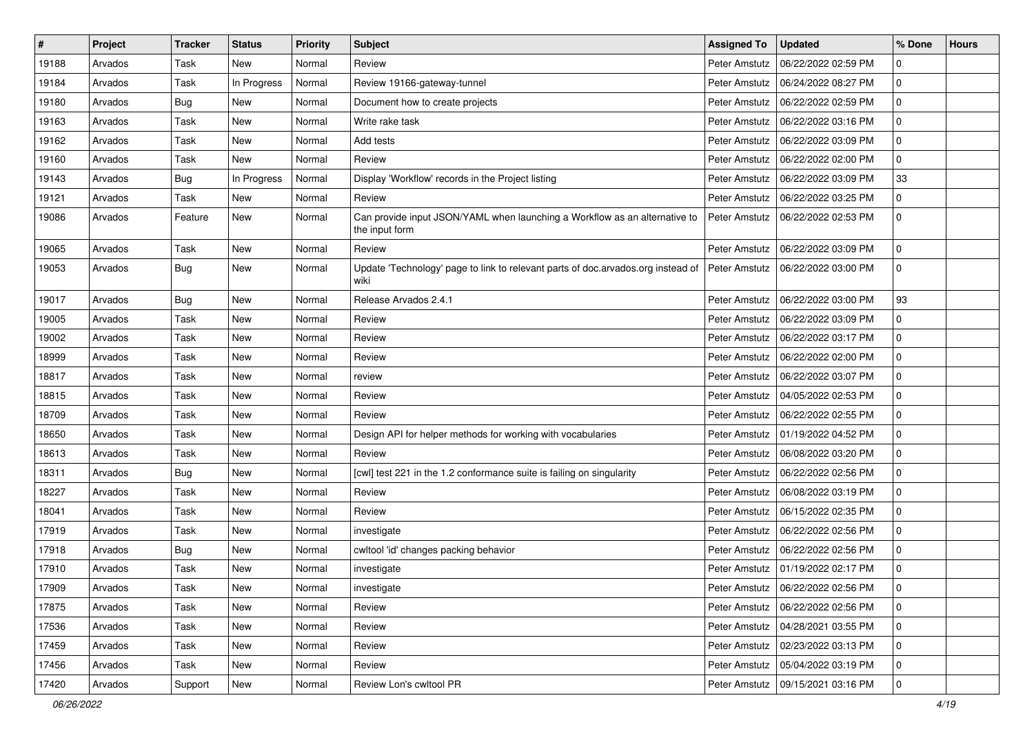| # | Project | Tracker | Status | Priority | Subject | Assigned To | Updated | % Done | Hours |
|---|---|---|---|---|---|---|---|---|---|
| 19188 | Arvados | Task | New | Normal | Review | Peter Amstutz | 06/22/2022 02:59 PM | 0 | |
| 19184 | Arvados | Task | In Progress | Normal | Review 19166-gateway-tunnel | Peter Amstutz | 06/24/2022 08:27 PM | 0 | |
| 19180 | Arvados | Bug | New | Normal | Document how to create projects | Peter Amstutz | 06/22/2022 02:59 PM | 0 | |
| 19163 | Arvados | Task | New | Normal | Write rake task | Peter Amstutz | 06/22/2022 03:16 PM | 0 | |
| 19162 | Arvados | Task | New | Normal | Add tests | Peter Amstutz | 06/22/2022 03:09 PM | 0 | |
| 19160 | Arvados | Task | New | Normal | Review | Peter Amstutz | 06/22/2022 02:00 PM | 0 | |
| 19143 | Arvados | Bug | In Progress | Normal | Display 'Workflow' records in the Project listing | Peter Amstutz | 06/22/2022 03:09 PM | 33 | |
| 19121 | Arvados | Task | New | Normal | Review | Peter Amstutz | 06/22/2022 03:25 PM | 0 | |
| 19086 | Arvados | Feature | New | Normal | Can provide input JSON/YAML when launching a Workflow as an alternative to the input form | Peter Amstutz | 06/22/2022 02:53 PM | 0 | |
| 19065 | Arvados | Task | New | Normal | Review | Peter Amstutz | 06/22/2022 03:09 PM | 0 | |
| 19053 | Arvados | Bug | New | Normal | Update 'Technology' page to link to relevant parts of doc.arvados.org instead of wiki | Peter Amstutz | 06/22/2022 03:00 PM | 0 | |
| 19017 | Arvados | Bug | New | Normal | Release Arvados 2.4.1 | Peter Amstutz | 06/22/2022 03:00 PM | 93 | |
| 19005 | Arvados | Task | New | Normal | Review | Peter Amstutz | 06/22/2022 03:09 PM | 0 | |
| 19002 | Arvados | Task | New | Normal | Review | Peter Amstutz | 06/22/2022 03:17 PM | 0 | |
| 18999 | Arvados | Task | New | Normal | Review | Peter Amstutz | 06/22/2022 02:00 PM | 0 | |
| 18817 | Arvados | Task | New | Normal | review | Peter Amstutz | 06/22/2022 03:07 PM | 0 | |
| 18815 | Arvados | Task | New | Normal | Review | Peter Amstutz | 04/05/2022 02:53 PM | 0 | |
| 18709 | Arvados | Task | New | Normal | Review | Peter Amstutz | 06/22/2022 02:55 PM | 0 | |
| 18650 | Arvados | Task | New | Normal | Design API for helper methods for working with vocabularies | Peter Amstutz | 01/19/2022 04:52 PM | 0 | |
| 18613 | Arvados | Task | New | Normal | Review | Peter Amstutz | 06/08/2022 03:20 PM | 0 | |
| 18311 | Arvados | Bug | New | Normal | [cwl] test 221 in the 1.2 conformance suite is failing on singularity | Peter Amstutz | 06/22/2022 02:56 PM | 0 | |
| 18227 | Arvados | Task | New | Normal | Review | Peter Amstutz | 06/08/2022 03:19 PM | 0 | |
| 18041 | Arvados | Task | New | Normal | Review | Peter Amstutz | 06/15/2022 02:35 PM | 0 | |
| 17919 | Arvados | Task | New | Normal | investigate | Peter Amstutz | 06/22/2022 02:56 PM | 0 | |
| 17918 | Arvados | Bug | New | Normal | cwltool 'id' changes packing behavior | Peter Amstutz | 06/22/2022 02:56 PM | 0 | |
| 17910 | Arvados | Task | New | Normal | investigate | Peter Amstutz | 01/19/2022 02:17 PM | 0 | |
| 17909 | Arvados | Task | New | Normal | investigate | Peter Amstutz | 06/22/2022 02:56 PM | 0 | |
| 17875 | Arvados | Task | New | Normal | Review | Peter Amstutz | 06/22/2022 02:56 PM | 0 | |
| 17536 | Arvados | Task | New | Normal | Review | Peter Amstutz | 04/28/2021 03:55 PM | 0 | |
| 17459 | Arvados | Task | New | Normal | Review | Peter Amstutz | 02/23/2022 03:13 PM | 0 | |
| 17456 | Arvados | Task | New | Normal | Review | Peter Amstutz | 05/04/2022 03:19 PM | 0 | |
| 17420 | Arvados | Support | New | Normal | Review Lon's cwltool PR | Peter Amstutz | 09/15/2021 03:16 PM | 0 | |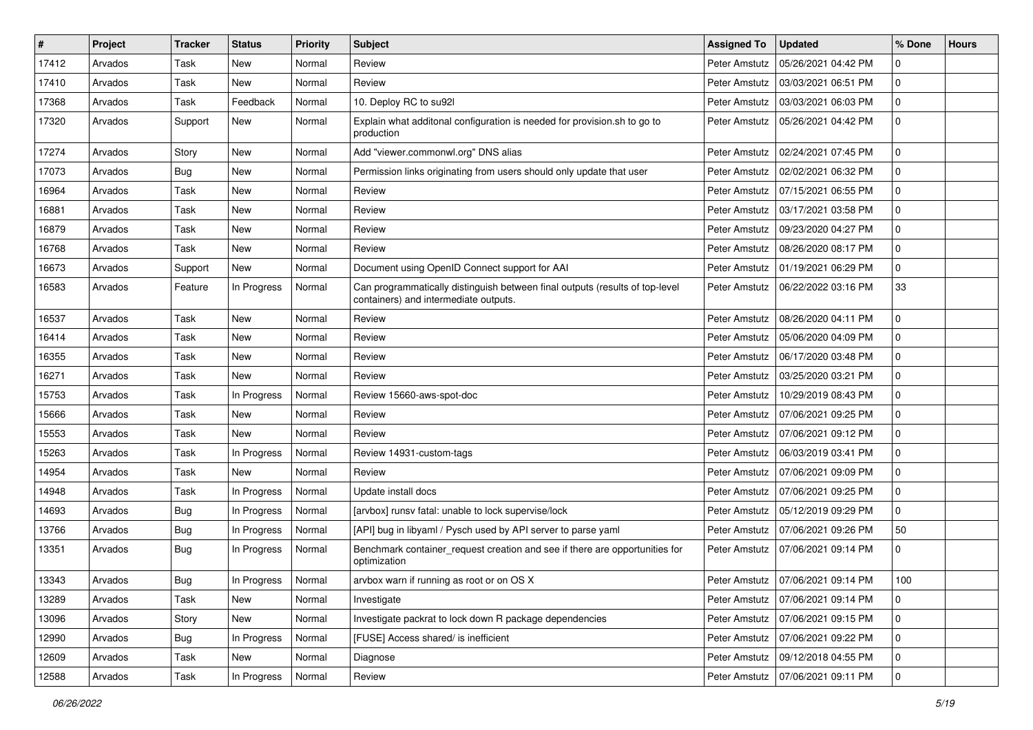| # | Project | Tracker | Status | Priority | Subject | Assigned To | Updated | % Done | Hours |
|---|---|---|---|---|---|---|---|---|---|
| 17412 | Arvados | Task | New | Normal | Review | Peter Amstutz | 05/26/2021 04:42 PM | 0 | |
| 17410 | Arvados | Task | New | Normal | Review | Peter Amstutz | 03/03/2021 06:51 PM | 0 | |
| 17368 | Arvados | Task | Feedback | Normal | 10. Deploy RC to su92l | Peter Amstutz | 03/03/2021 06:03 PM | 0 | |
| 17320 | Arvados | Support | New | Normal | Explain what additonal configuration is needed for provision.sh to go to production | Peter Amstutz | 05/26/2021 04:42 PM | 0 | |
| 17274 | Arvados | Story | New | Normal | Add "viewer.commonwl.org" DNS alias | Peter Amstutz | 02/24/2021 07:45 PM | 0 | |
| 17073 | Arvados | Bug | New | Normal | Permission links originating from users should only update that user | Peter Amstutz | 02/02/2021 06:32 PM | 0 | |
| 16964 | Arvados | Task | New | Normal | Review | Peter Amstutz | 07/15/2021 06:55 PM | 0 | |
| 16881 | Arvados | Task | New | Normal | Review | Peter Amstutz | 03/17/2021 03:58 PM | 0 | |
| 16879 | Arvados | Task | New | Normal | Review | Peter Amstutz | 09/23/2020 04:27 PM | 0 | |
| 16768 | Arvados | Task | New | Normal | Review | Peter Amstutz | 08/26/2020 08:17 PM | 0 | |
| 16673 | Arvados | Support | New | Normal | Document using OpenID Connect support for AAI | Peter Amstutz | 01/19/2021 06:29 PM | 0 | |
| 16583 | Arvados | Feature | In Progress | Normal | Can programmatically distinguish between final outputs (results of top-level containers) and intermediate outputs. | Peter Amstutz | 06/22/2022 03:16 PM | 33 | |
| 16537 | Arvados | Task | New | Normal | Review | Peter Amstutz | 08/26/2020 04:11 PM | 0 | |
| 16414 | Arvados | Task | New | Normal | Review | Peter Amstutz | 05/06/2020 04:09 PM | 0 | |
| 16355 | Arvados | Task | New | Normal | Review | Peter Amstutz | 06/17/2020 03:48 PM | 0 | |
| 16271 | Arvados | Task | New | Normal | Review | Peter Amstutz | 03/25/2020 03:21 PM | 0 | |
| 15753 | Arvados | Task | In Progress | Normal | Review 15660-aws-spot-doc | Peter Amstutz | 10/29/2019 08:43 PM | 0 | |
| 15666 | Arvados | Task | New | Normal | Review | Peter Amstutz | 07/06/2021 09:25 PM | 0 | |
| 15553 | Arvados | Task | New | Normal | Review | Peter Amstutz | 07/06/2021 09:12 PM | 0 | |
| 15263 | Arvados | Task | In Progress | Normal | Review 14931-custom-tags | Peter Amstutz | 06/03/2019 03:41 PM | 0 | |
| 14954 | Arvados | Task | New | Normal | Review | Peter Amstutz | 07/06/2021 09:09 PM | 0 | |
| 14948 | Arvados | Task | In Progress | Normal | Update install docs | Peter Amstutz | 07/06/2021 09:25 PM | 0 | |
| 14693 | Arvados | Bug | In Progress | Normal | [arvbox] runsv fatal: unable to lock supervise/lock | Peter Amstutz | 05/12/2019 09:29 PM | 0 | |
| 13766 | Arvados | Bug | In Progress | Normal | [API] bug in libyaml / Pysch used by API server to parse yaml | Peter Amstutz | 07/06/2021 09:26 PM | 50 | |
| 13351 | Arvados | Bug | In Progress | Normal | Benchmark container_request creation and see if there are opportunities for optimization | Peter Amstutz | 07/06/2021 09:14 PM | 0 | |
| 13343 | Arvados | Bug | In Progress | Normal | arvbox warn if running as root or on OS X | Peter Amstutz | 07/06/2021 09:14 PM | 100 | |
| 13289 | Arvados | Task | New | Normal | Investigate | Peter Amstutz | 07/06/2021 09:14 PM | 0 | |
| 13096 | Arvados | Story | New | Normal | Investigate packrat to lock down R package dependencies | Peter Amstutz | 07/06/2021 09:15 PM | 0 | |
| 12990 | Arvados | Bug | In Progress | Normal | [FUSE] Access shared/ is inefficient | Peter Amstutz | 07/06/2021 09:22 PM | 0 | |
| 12609 | Arvados | Task | New | Normal | Diagnose | Peter Amstutz | 09/12/2018 04:55 PM | 0 | |
| 12588 | Arvados | Task | In Progress | Normal | Review | Peter Amstutz | 07/06/2021 09:11 PM | 0 | |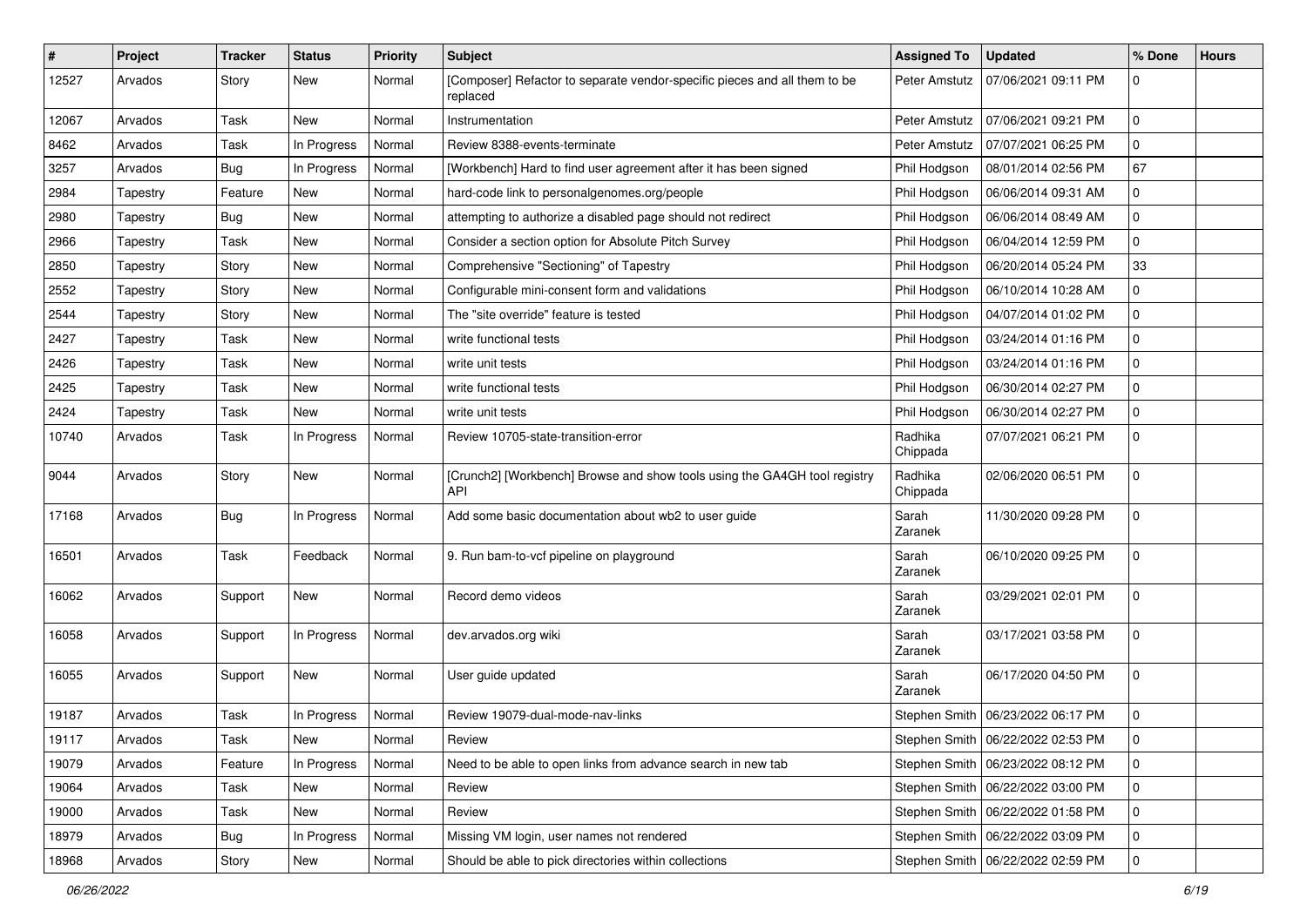| # | Project | Tracker | Status | Priority | Subject | Assigned To | Updated | % Done | Hours |
|---|---|---|---|---|---|---|---|---|---|
| 12527 | Arvados | Story | New | Normal | [Composer] Refactor to separate vendor-specific pieces and all them to be replaced | Peter Amstutz | 07/06/2021 09:11 PM | 0 | |
| 12067 | Arvados | Task | New | Normal | Instrumentation | Peter Amstutz | 07/06/2021 09:21 PM | 0 | |
| 8462 | Arvados | Task | In Progress | Normal | Review 8388-events-terminate | Peter Amstutz | 07/07/2021 06:25 PM | 0 | |
| 3257 | Arvados | Bug | In Progress | Normal | [Workbench] Hard to find user agreement after it has been signed | Phil Hodgson | 08/01/2014 02:56 PM | 67 | |
| 2984 | Tapestry | Feature | New | Normal | hard-code link to personalgenomes.org/people | Phil Hodgson | 06/06/2014 09:31 AM | 0 | |
| 2980 | Tapestry | Bug | New | Normal | attempting to authorize a disabled page should not redirect | Phil Hodgson | 06/06/2014 08:49 AM | 0 | |
| 2966 | Tapestry | Task | New | Normal | Consider a section option for Absolute Pitch Survey | Phil Hodgson | 06/04/2014 12:59 PM | 0 | |
| 2850 | Tapestry | Story | New | Normal | Comprehensive "Sectioning" of Tapestry | Phil Hodgson | 06/20/2014 05:24 PM | 33 | |
| 2552 | Tapestry | Story | New | Normal | Configurable mini-consent form and validations | Phil Hodgson | 06/10/2014 10:28 AM | 0 | |
| 2544 | Tapestry | Story | New | Normal | The "site override" feature is tested | Phil Hodgson | 04/07/2014 01:02 PM | 0 | |
| 2427 | Tapestry | Task | New | Normal | write functional tests | Phil Hodgson | 03/24/2014 01:16 PM | 0 | |
| 2426 | Tapestry | Task | New | Normal | write unit tests | Phil Hodgson | 03/24/2014 01:16 PM | 0 | |
| 2425 | Tapestry | Task | New | Normal | write functional tests | Phil Hodgson | 06/30/2014 02:27 PM | 0 | |
| 2424 | Tapestry | Task | New | Normal | write unit tests | Phil Hodgson | 06/30/2014 02:27 PM | 0 | |
| 10740 | Arvados | Task | In Progress | Normal | Review 10705-state-transition-error | Radhika Chippada | 07/07/2021 06:21 PM | 0 | |
| 9044 | Arvados | Story | New | Normal | [Crunch2] [Workbench] Browse and show tools using the GA4GH tool registry API | Radhika Chippada | 02/06/2020 06:51 PM | 0 | |
| 17168 | Arvados | Bug | In Progress | Normal | Add some basic documentation about wb2 to user guide | Sarah Zaranek | 11/30/2020 09:28 PM | 0 | |
| 16501 | Arvados | Task | Feedback | Normal | 9. Run bam-to-vcf pipeline on playground | Sarah Zaranek | 06/10/2020 09:25 PM | 0 | |
| 16062 | Arvados | Support | New | Normal | Record demo videos | Sarah Zaranek | 03/29/2021 02:01 PM | 0 | |
| 16058 | Arvados | Support | In Progress | Normal | dev.arvados.org wiki | Sarah Zaranek | 03/17/2021 03:58 PM | 0 | |
| 16055 | Arvados | Support | New | Normal | User guide updated | Sarah Zaranek | 06/17/2020 04:50 PM | 0 | |
| 19187 | Arvados | Task | In Progress | Normal | Review 19079-dual-mode-nav-links | Stephen Smith | 06/23/2022 06:17 PM | 0 | |
| 19117 | Arvados | Task | New | Normal | Review | Stephen Smith | 06/22/2022 02:53 PM | 0 | |
| 19079 | Arvados | Feature | In Progress | Normal | Need to be able to open links from advance search in new tab | Stephen Smith | 06/23/2022 08:12 PM | 0 | |
| 19064 | Arvados | Task | New | Normal | Review | Stephen Smith | 06/22/2022 03:00 PM | 0 | |
| 19000 | Arvados | Task | New | Normal | Review | Stephen Smith | 06/22/2022 01:58 PM | 0 | |
| 18979 | Arvados | Bug | In Progress | Normal | Missing VM login, user names not rendered | Stephen Smith | 06/22/2022 03:09 PM | 0 | |
| 18968 | Arvados | Story | New | Normal | Should be able to pick directories within collections | Stephen Smith | 06/22/2022 02:59 PM | 0 | |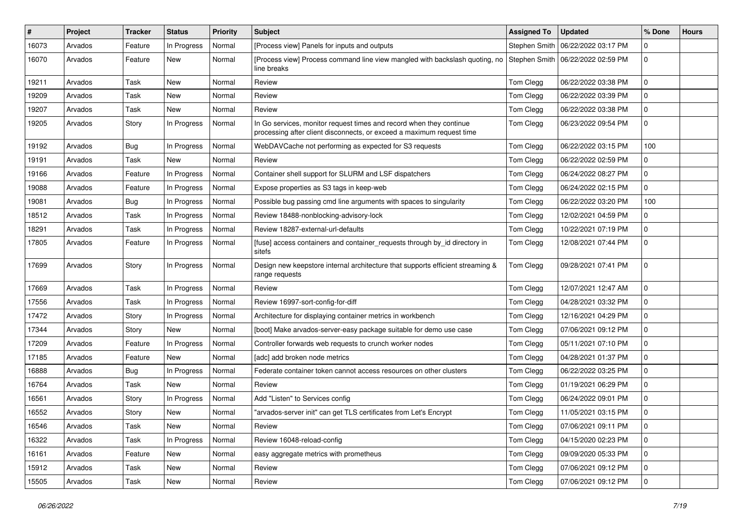| # | Project | Tracker | Status | Priority | Subject | Assigned To | Updated | % Done | Hours |
|---|---|---|---|---|---|---|---|---|---|
| 16073 | Arvados | Feature | In Progress | Normal | [Process view] Panels for inputs and outputs | Stephen Smith | 06/22/2022 03:17 PM | 0 | |
| 16070 | Arvados | Feature | New | Normal | [Process view] Process command line view mangled with backslash quoting, no line breaks | Stephen Smith | 06/22/2022 02:59 PM | 0 | |
| 19211 | Arvados | Task | New | Normal | Review | Tom Clegg | 06/22/2022 03:38 PM | 0 | |
| 19209 | Arvados | Task | New | Normal | Review | Tom Clegg | 06/22/2022 03:39 PM | 0 | |
| 19207 | Arvados | Task | New | Normal | Review | Tom Clegg | 06/22/2022 03:38 PM | 0 | |
| 19205 | Arvados | Story | In Progress | Normal | In Go services, monitor request times and record when they continue processing after client disconnects, or exceed a maximum request time | Tom Clegg | 06/23/2022 09:54 PM | 0 | |
| 19192 | Arvados | Bug | In Progress | Normal | WebDAVCache not performing as expected for S3 requests | Tom Clegg | 06/22/2022 03:15 PM | 100 | |
| 19191 | Arvados | Task | New | Normal | Review | Tom Clegg | 06/22/2022 02:59 PM | 0 | |
| 19166 | Arvados | Feature | In Progress | Normal | Container shell support for SLURM and LSF dispatchers | Tom Clegg | 06/24/2022 08:27 PM | 0 | |
| 19088 | Arvados | Feature | In Progress | Normal | Expose properties as S3 tags in keep-web | Tom Clegg | 06/24/2022 02:15 PM | 0 | |
| 19081 | Arvados | Bug | In Progress | Normal | Possible bug passing cmd line arguments with spaces to singularity | Tom Clegg | 06/22/2022 03:20 PM | 100 | |
| 18512 | Arvados | Task | In Progress | Normal | Review 18488-nonblocking-advisory-lock | Tom Clegg | 12/02/2021 04:59 PM | 0 | |
| 18291 | Arvados | Task | In Progress | Normal | Review 18287-external-url-defaults | Tom Clegg | 10/22/2021 07:19 PM | 0 | |
| 17805 | Arvados | Feature | In Progress | Normal | [fuse] access containers and container_requests through by_id directory in sitefs | Tom Clegg | 12/08/2021 07:44 PM | 0 | |
| 17699 | Arvados | Story | In Progress | Normal | Design new keepstore internal architecture that supports efficient streaming & range requests | Tom Clegg | 09/28/2021 07:41 PM | 0 | |
| 17669 | Arvados | Task | In Progress | Normal | Review | Tom Clegg | 12/07/2021 12:47 AM | 0 | |
| 17556 | Arvados | Task | In Progress | Normal | Review 16997-sort-config-for-diff | Tom Clegg | 04/28/2021 03:32 PM | 0 | |
| 17472 | Arvados | Story | In Progress | Normal | Architecture for displaying container metrics in workbench | Tom Clegg | 12/16/2021 04:29 PM | 0 | |
| 17344 | Arvados | Story | New | Normal | [boot] Make arvados-server-easy package suitable for demo use case | Tom Clegg | 07/06/2021 09:12 PM | 0 | |
| 17209 | Arvados | Feature | In Progress | Normal | Controller forwards web requests to crunch worker nodes | Tom Clegg | 05/11/2021 07:10 PM | 0 | |
| 17185 | Arvados | Feature | New | Normal | [adc] add broken node metrics | Tom Clegg | 04/28/2021 01:37 PM | 0 | |
| 16888 | Arvados | Bug | In Progress | Normal | Federate container token cannot access resources on other clusters | Tom Clegg | 06/22/2022 03:25 PM | 0 | |
| 16764 | Arvados | Task | New | Normal | Review | Tom Clegg | 01/19/2021 06:29 PM | 0 | |
| 16561 | Arvados | Story | In Progress | Normal | Add "Listen" to Services config | Tom Clegg | 06/24/2022 09:01 PM | 0 | |
| 16552 | Arvados | Story | New | Normal | "arvados-server init" can get TLS certificates from Let's Encrypt | Tom Clegg | 11/05/2021 03:15 PM | 0 | |
| 16546 | Arvados | Task | New | Normal | Review | Tom Clegg | 07/06/2021 09:11 PM | 0 | |
| 16322 | Arvados | Task | In Progress | Normal | Review 16048-reload-config | Tom Clegg | 04/15/2020 02:23 PM | 0 | |
| 16161 | Arvados | Feature | New | Normal | easy aggregate metrics with prometheus | Tom Clegg | 09/09/2020 05:33 PM | 0 | |
| 15912 | Arvados | Task | New | Normal | Review | Tom Clegg | 07/06/2021 09:12 PM | 0 | |
| 15505 | Arvados | Task | New | Normal | Review | Tom Clegg | 07/06/2021 09:12 PM | 0 | |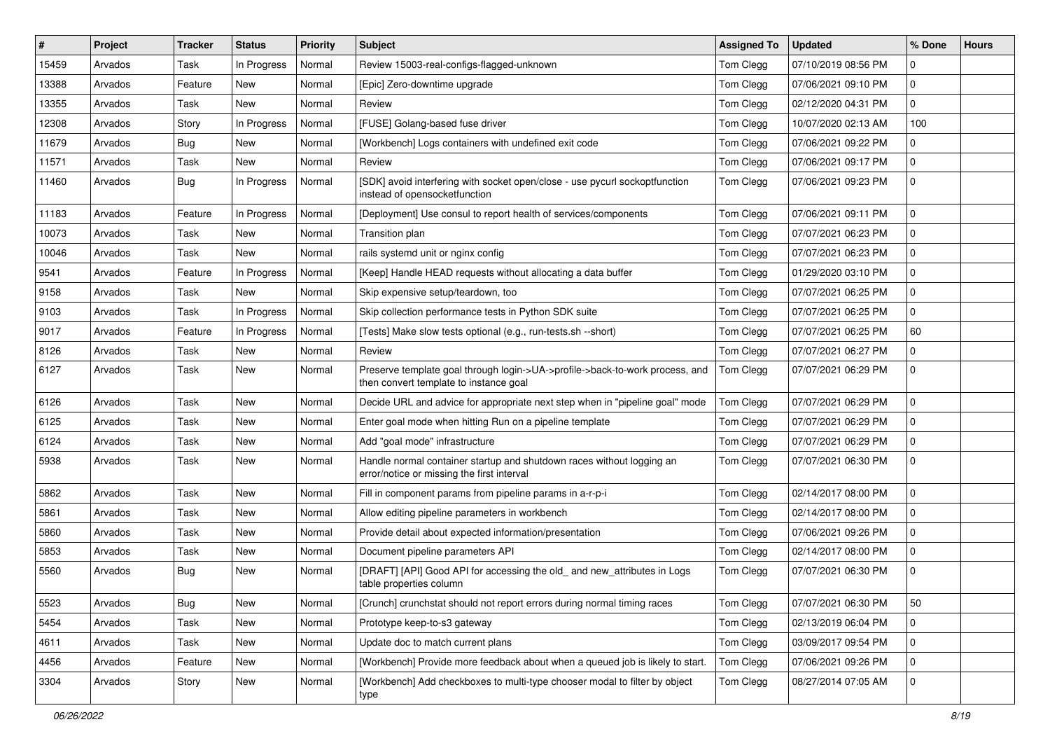| # | Project | Tracker | Status | Priority | Subject | Assigned To | Updated | % Done | Hours |
|---|---|---|---|---|---|---|---|---|---|
| 15459 | Arvados | Task | In Progress | Normal | Review 15003-real-configs-flagged-unknown | Tom Clegg | 07/10/2019 08:56 PM | 0 | |
| 13388 | Arvados | Feature | New | Normal | [Epic] Zero-downtime upgrade | Tom Clegg | 07/06/2021 09:10 PM | 0 | |
| 13355 | Arvados | Task | New | Normal | Review | Tom Clegg | 02/12/2020 04:31 PM | 0 | |
| 12308 | Arvados | Story | In Progress | Normal | [FUSE] Golang-based fuse driver | Tom Clegg | 10/07/2020 02:13 AM | 100 | |
| 11679 | Arvados | Bug | New | Normal | [Workbench] Logs containers with undefined exit code | Tom Clegg | 07/06/2021 09:22 PM | 0 | |
| 11571 | Arvados | Task | New | Normal | Review | Tom Clegg | 07/06/2021 09:17 PM | 0 | |
| 11460 | Arvados | Bug | In Progress | Normal | [SDK] avoid interfering with socket open/close - use pycurl sockoptfunction instead of opensocketfunction | Tom Clegg | 07/06/2021 09:23 PM | 0 | |
| 11183 | Arvados | Feature | In Progress | Normal | [Deployment] Use consul to report health of services/components | Tom Clegg | 07/06/2021 09:11 PM | 0 | |
| 10073 | Arvados | Task | New | Normal | Transition plan | Tom Clegg | 07/07/2021 06:23 PM | 0 | |
| 10046 | Arvados | Task | New | Normal | rails systemd unit or nginx config | Tom Clegg | 07/07/2021 06:23 PM | 0 | |
| 9541 | Arvados | Feature | In Progress | Normal | [Keep] Handle HEAD requests without allocating a data buffer | Tom Clegg | 01/29/2020 03:10 PM | 0 | |
| 9158 | Arvados | Task | New | Normal | Skip expensive setup/teardown, too | Tom Clegg | 07/07/2021 06:25 PM | 0 | |
| 9103 | Arvados | Task | In Progress | Normal | Skip collection performance tests in Python SDK suite | Tom Clegg | 07/07/2021 06:25 PM | 0 | |
| 9017 | Arvados | Feature | In Progress | Normal | [Tests] Make slow tests optional (e.g., run-tests.sh --short) | Tom Clegg | 07/07/2021 06:25 PM | 60 | |
| 8126 | Arvados | Task | New | Normal | Review | Tom Clegg | 07/07/2021 06:27 PM | 0 | |
| 6127 | Arvados | Task | New | Normal | Preserve template goal through login->UA->profile->back-to-work process, and then convert template to instance goal | Tom Clegg | 07/07/2021 06:29 PM | 0 | |
| 6126 | Arvados | Task | New | Normal | Decide URL and advice for appropriate next step when in "pipeline goal" mode | Tom Clegg | 07/07/2021 06:29 PM | 0 | |
| 6125 | Arvados | Task | New | Normal | Enter goal mode when hitting Run on a pipeline template | Tom Clegg | 07/07/2021 06:29 PM | 0 | |
| 6124 | Arvados | Task | New | Normal | Add "goal mode" infrastructure | Tom Clegg | 07/07/2021 06:29 PM | 0 | |
| 5938 | Arvados | Task | New | Normal | Handle normal container startup and shutdown races without logging an error/notice or missing the first interval | Tom Clegg | 07/07/2021 06:30 PM | 0 | |
| 5862 | Arvados | Task | New | Normal | Fill in component params from pipeline params in a-r-p-i | Tom Clegg | 02/14/2017 08:00 PM | 0 | |
| 5861 | Arvados | Task | New | Normal | Allow editing pipeline parameters in workbench | Tom Clegg | 02/14/2017 08:00 PM | 0 | |
| 5860 | Arvados | Task | New | Normal | Provide detail about expected information/presentation | Tom Clegg | 07/06/2021 09:26 PM | 0 | |
| 5853 | Arvados | Task | New | Normal | Document pipeline parameters API | Tom Clegg | 02/14/2017 08:00 PM | 0 | |
| 5560 | Arvados | Bug | New | Normal | [DRAFT] [API] Good API for accessing the old_ and new_attributes in Logs table properties column | Tom Clegg | 07/07/2021 06:30 PM | 0 | |
| 5523 | Arvados | Bug | New | Normal | [Crunch] crunchstat should not report errors during normal timing races | Tom Clegg | 07/07/2021 06:30 PM | 50 | |
| 5454 | Arvados | Task | New | Normal | Prototype keep-to-s3 gateway | Tom Clegg | 02/13/2019 06:04 PM | 0 | |
| 4611 | Arvados | Task | New | Normal | Update doc to match current plans | Tom Clegg | 03/09/2017 09:54 PM | 0 | |
| 4456 | Arvados | Feature | New | Normal | [Workbench] Provide more feedback about when a queued job is likely to start. | Tom Clegg | 07/06/2021 09:26 PM | 0 | |
| 3304 | Arvados | Story | New | Normal | [Workbench] Add checkboxes to multi-type chooser modal to filter by object type | Tom Clegg | 08/27/2014 07:05 AM | 0 | |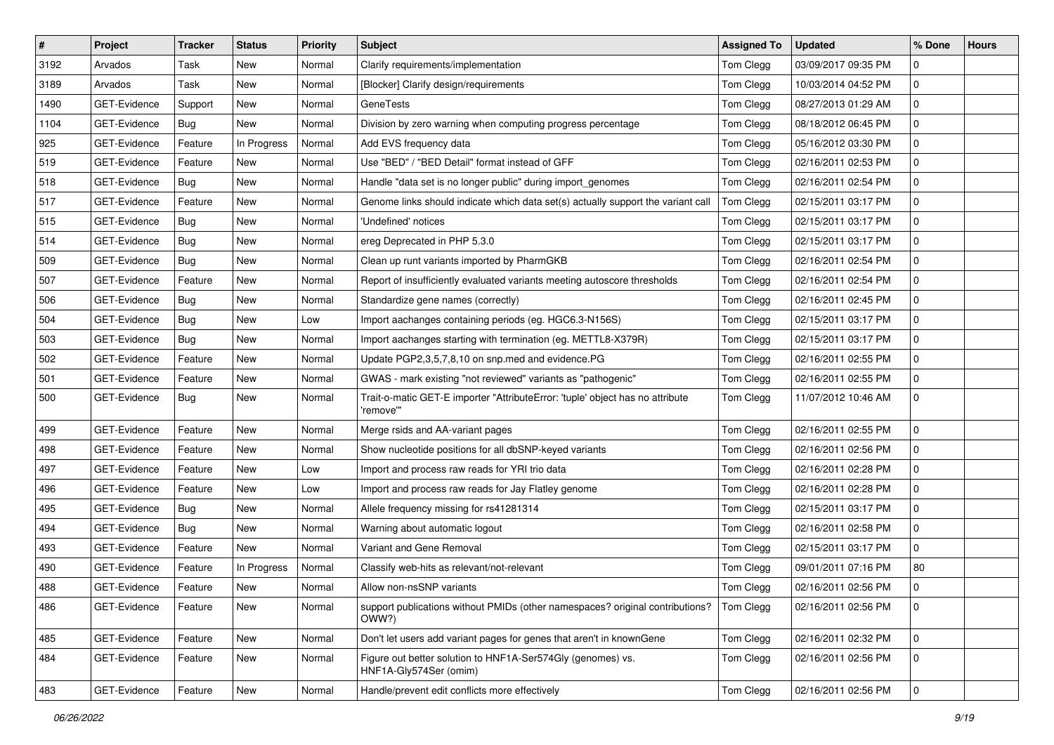| # | Project | Tracker | Status | Priority | Subject | Assigned To | Updated | % Done | Hours |
|---|---|---|---|---|---|---|---|---|---|
| 3192 | Arvados | Task | New | Normal | Clarify requirements/implementation | Tom Clegg | 03/09/2017 09:35 PM | 0 | |
| 3189 | Arvados | Task | New | Normal | [Blocker] Clarify design/requirements | Tom Clegg | 10/03/2014 04:52 PM | 0 | |
| 1490 | GET-Evidence | Support | New | Normal | GeneTests | Tom Clegg | 08/27/2013 01:29 AM | 0 | |
| 1104 | GET-Evidence | Bug | New | Normal | Division by zero warning when computing progress percentage | Tom Clegg | 08/18/2012 06:45 PM | 0 | |
| 925 | GET-Evidence | Feature | In Progress | Normal | Add EVS frequency data | Tom Clegg | 05/16/2012 03:30 PM | 0 | |
| 519 | GET-Evidence | Feature | New | Normal | Use "BED" / "BED Detail" format instead of GFF | Tom Clegg | 02/16/2011 02:53 PM | 0 | |
| 518 | GET-Evidence | Bug | New | Normal | Handle "data set is no longer public" during import_genomes | Tom Clegg | 02/16/2011 02:54 PM | 0 | |
| 517 | GET-Evidence | Feature | New | Normal | Genome links should indicate which data set(s) actually support the variant call | Tom Clegg | 02/15/2011 03:17 PM | 0 | |
| 515 | GET-Evidence | Bug | New | Normal | 'Undefined' notices | Tom Clegg | 02/15/2011 03:17 PM | 0 | |
| 514 | GET-Evidence | Bug | New | Normal | ereg Deprecated in PHP 5.3.0 | Tom Clegg | 02/15/2011 03:17 PM | 0 | |
| 509 | GET-Evidence | Bug | New | Normal | Clean up runt variants imported by PharmGKB | Tom Clegg | 02/16/2011 02:54 PM | 0 | |
| 507 | GET-Evidence | Feature | New | Normal | Report of insufficiently evaluated variants meeting autoscore thresholds | Tom Clegg | 02/16/2011 02:54 PM | 0 | |
| 506 | GET-Evidence | Bug | New | Normal | Standardize gene names (correctly) | Tom Clegg | 02/16/2011 02:45 PM | 0 | |
| 504 | GET-Evidence | Bug | New | Low | Import aachanges containing periods (eg. HGC6.3-N156S) | Tom Clegg | 02/15/2011 03:17 PM | 0 | |
| 503 | GET-Evidence | Bug | New | Normal | Import aachanges starting with termination (eg. METTL8-X379R) | Tom Clegg | 02/15/2011 03:17 PM | 0 | |
| 502 | GET-Evidence | Feature | New | Normal | Update PGP2,3,5,7,8,10 on snp.med and evidence.PG | Tom Clegg | 02/16/2011 02:55 PM | 0 | |
| 501 | GET-Evidence | Feature | New | Normal | GWAS - mark existing "not reviewed" variants as "pathogenic" | Tom Clegg | 02/16/2011 02:55 PM | 0 | |
| 500 | GET-Evidence | Bug | New | Normal | Trait-o-matic GET-E importer "AttributeError: 'tuple' object has no attribute 'remove'" | Tom Clegg | 11/07/2012 10:46 AM | 0 | |
| 499 | GET-Evidence | Feature | New | Normal | Merge rsids and AA-variant pages | Tom Clegg | 02/16/2011 02:55 PM | 0 | |
| 498 | GET-Evidence | Feature | New | Normal | Show nucleotide positions for all dbSNP-keyed variants | Tom Clegg | 02/16/2011 02:56 PM | 0 | |
| 497 | GET-Evidence | Feature | New | Low | Import and process raw reads for YRI trio data | Tom Clegg | 02/16/2011 02:28 PM | 0 | |
| 496 | GET-Evidence | Feature | New | Low | Import and process raw reads for Jay Flatley genome | Tom Clegg | 02/16/2011 02:28 PM | 0 | |
| 495 | GET-Evidence | Bug | New | Normal | Allele frequency missing for rs41281314 | Tom Clegg | 02/15/2011 03:17 PM | 0 | |
| 494 | GET-Evidence | Bug | New | Normal | Warning about automatic logout | Tom Clegg | 02/16/2011 02:58 PM | 0 | |
| 493 | GET-Evidence | Feature | New | Normal | Variant and Gene Removal | Tom Clegg | 02/15/2011 03:17 PM | 0 | |
| 490 | GET-Evidence | Feature | In Progress | Normal | Classify web-hits as relevant/not-relevant | Tom Clegg | 09/01/2011 07:16 PM | 80 | |
| 488 | GET-Evidence | Feature | New | Normal | Allow non-nsSNP variants | Tom Clegg | 02/16/2011 02:56 PM | 0 | |
| 486 | GET-Evidence | Feature | New | Normal | support publications without PMIDs (other namespaces? original contributions? OWW?) | Tom Clegg | 02/16/2011 02:56 PM | 0 | |
| 485 | GET-Evidence | Feature | New | Normal | Don't let users add variant pages for genes that aren't in knownGene | Tom Clegg | 02/16/2011 02:32 PM | 0 | |
| 484 | GET-Evidence | Feature | New | Normal | Figure out better solution to HNF1A-Ser574Gly (genomes) vs. HNF1A-Gly574Ser (omim) | Tom Clegg | 02/16/2011 02:56 PM | 0 | |
| 483 | GET-Evidence | Feature | New | Normal | Handle/prevent edit conflicts more effectively | Tom Clegg | 02/16/2011 02:56 PM | 0 | |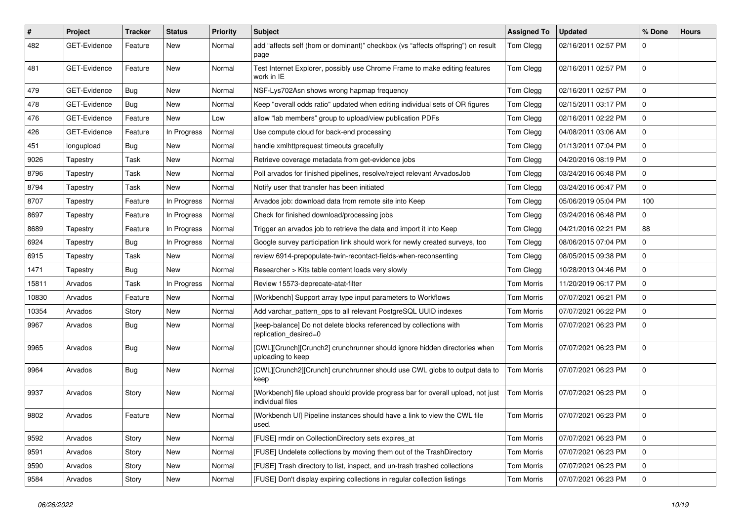| # | Project | Tracker | Status | Priority | Subject | Assigned To | Updated | % Done | Hours |
|---|---|---|---|---|---|---|---|---|---|
| 482 | GET-Evidence | Feature | New | Normal | add “affects self (hom or dominant)” checkbox (vs “affects offspring”) on result page | Tom Clegg | 02/16/2011 02:57 PM | 0 | |
| 481 | GET-Evidence | Feature | New | Normal | Test Internet Explorer, possibly use Chrome Frame to make editing features work in IE | Tom Clegg | 02/16/2011 02:57 PM | 0 | |
| 479 | GET-Evidence | Bug | New | Normal | NSF-Lys702Asn shows wrong hapmap frequency | Tom Clegg | 02/16/2011 02:57 PM | 0 | |
| 478 | GET-Evidence | Bug | New | Normal | Keep "overall odds ratio" updated when editing individual sets of OR figures | Tom Clegg | 02/15/2011 03:17 PM | 0 | |
| 476 | GET-Evidence | Feature | New | Low | allow “lab members” group to upload/view publication PDFs | Tom Clegg | 02/16/2011 02:22 PM | 0 | |
| 426 | GET-Evidence | Feature | In Progress | Normal | Use compute cloud for back-end processing | Tom Clegg | 04/08/2011 03:06 AM | 0 | |
| 451 | longupload | Bug | New | Normal | handle xmlhttprequest timeouts gracefully | Tom Clegg | 01/13/2011 07:04 PM | 0 | |
| 9026 | Tapestry | Task | New | Normal | Retrieve coverage metadata from get-evidence jobs | Tom Clegg | 04/20/2016 08:19 PM | 0 | |
| 8796 | Tapestry | Task | New | Normal | Poll arvados for finished pipelines, resolve/reject relevant ArvadosJob | Tom Clegg | 03/24/2016 06:48 PM | 0 | |
| 8794 | Tapestry | Task | New | Normal | Notify user that transfer has been initiated | Tom Clegg | 03/24/2016 06:47 PM | 0 | |
| 8707 | Tapestry | Feature | In Progress | Normal | Arvados job: download data from remote site into Keep | Tom Clegg | 05/06/2019 05:04 PM | 100 | |
| 8697 | Tapestry | Feature | In Progress | Normal | Check for finished download/processing jobs | Tom Clegg | 03/24/2016 06:48 PM | 0 | |
| 8689 | Tapestry | Feature | In Progress | Normal | Trigger an arvados job to retrieve the data and import it into Keep | Tom Clegg | 04/21/2016 02:21 PM | 88 | |
| 6924 | Tapestry | Bug | In Progress | Normal | Google survey participation link should work for newly created surveys, too | Tom Clegg | 08/06/2015 07:04 PM | 0 | |
| 6915 | Tapestry | Task | New | Normal | review 6914-prepopulate-twin-recontact-fields-when-reconsenting | Tom Clegg | 08/05/2015 09:38 PM | 0 | |
| 1471 | Tapestry | Bug | New | Normal | Researcher > Kits table content loads very slowly | Tom Clegg | 10/28/2013 04:46 PM | 0 | |
| 15811 | Arvados | Task | In Progress | Normal | Review 15573-deprecate-atat-filter | Tom Morris | 11/20/2019 06:17 PM | 0 | |
| 10830 | Arvados | Feature | New | Normal | [Workbench] Support array type input parameters to Workflows | Tom Morris | 07/07/2021 06:21 PM | 0 | |
| 10354 | Arvados | Story | New | Normal | Add varchar_pattern_ops to all relevant PostgreSQL UUID indexes | Tom Morris | 07/07/2021 06:22 PM | 0 | |
| 9967 | Arvados | Bug | New | Normal | [keep-balance] Do not delete blocks referenced by collections with replication_desired=0 | Tom Morris | 07/07/2021 06:23 PM | 0 | |
| 9965 | Arvados | Bug | New | Normal | [CWL][Crunch][Crunch2] crunchrunner should ignore hidden directories when uploading to keep | Tom Morris | 07/07/2021 06:23 PM | 0 | |
| 9964 | Arvados | Bug | New | Normal | [CWL][Crunch2][Crunch] crunchrunner should use CWL globs to output data to keep | Tom Morris | 07/07/2021 06:23 PM | 0 | |
| 9937 | Arvados | Story | New | Normal | [Workbench] file upload should provide progress bar for overall upload, not just individual files | Tom Morris | 07/07/2021 06:23 PM | 0 | |
| 9802 | Arvados | Feature | New | Normal | [Workbench UI] Pipeline instances should have a link to view the CWL file used. | Tom Morris | 07/07/2021 06:23 PM | 0 | |
| 9592 | Arvados | Story | New | Normal | [FUSE] rmdir on CollectionDirectory sets expires_at | Tom Morris | 07/07/2021 06:23 PM | 0 | |
| 9591 | Arvados | Story | New | Normal | [FUSE] Undelete collections by moving them out of the TrashDirectory | Tom Morris | 07/07/2021 06:23 PM | 0 | |
| 9590 | Arvados | Story | New | Normal | [FUSE] Trash directory to list, inspect, and un-trash trashed collections | Tom Morris | 07/07/2021 06:23 PM | 0 | |
| 9584 | Arvados | Story | New | Normal | [FUSE] Don't display expiring collections in regular collection listings | Tom Morris | 07/07/2021 06:23 PM | 0 | |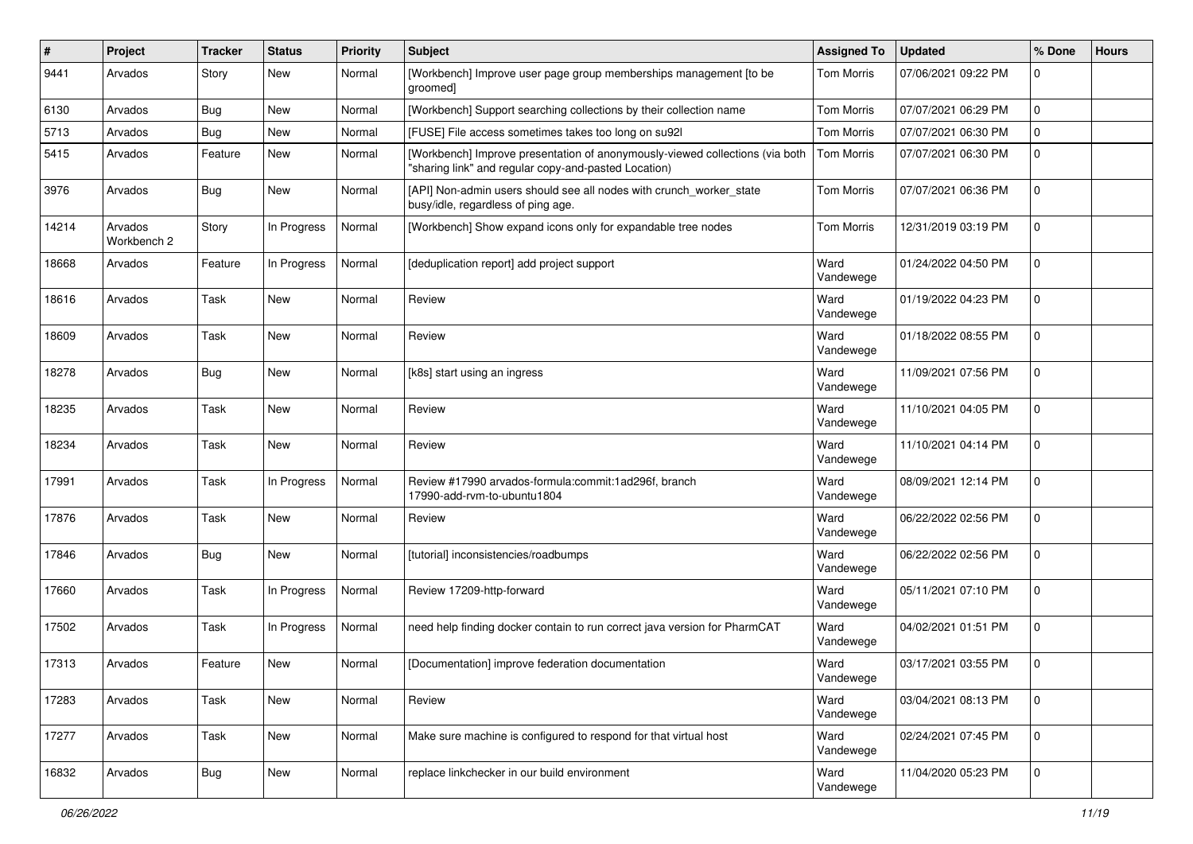| # | Project | Tracker | Status | Priority | Subject | Assigned To | Updated | % Done | Hours |
|---|---|---|---|---|---|---|---|---|---|
| 9441 | Arvados | Story | New | Normal | [Workbench] Improve user page group memberships management [to be groomed] | Tom Morris | 07/06/2021 09:22 PM | 0 | |
| 6130 | Arvados | Bug | New | Normal | [Workbench] Support searching collections by their collection name | Tom Morris | 07/07/2021 06:29 PM | 0 | |
| 5713 | Arvados | Bug | New | Normal | [FUSE] File access sometimes takes too long on su92l | Tom Morris | 07/07/2021 06:30 PM | 0 | |
| 5415 | Arvados | Feature | New | Normal | [Workbench] Improve presentation of anonymously-viewed collections (via both "sharing link" and regular copy-and-pasted Location) | Tom Morris | 07/07/2021 06:30 PM | 0 | |
| 3976 | Arvados | Bug | New | Normal | [API] Non-admin users should see all nodes with crunch_worker_state busy/idle, regardless of ping age. | Tom Morris | 07/07/2021 06:36 PM | 0 | |
| 14214 | Arvados Workbench 2 | Story | In Progress | Normal | [Workbench] Show expand icons only for expandable tree nodes | Tom Morris | 12/31/2019 03:19 PM | 0 | |
| 18668 | Arvados | Feature | In Progress | Normal | [deduplication report] add project support | Ward Vandewege | 01/24/2022 04:50 PM | 0 | |
| 18616 | Arvados | Task | New | Normal | Review | Ward Vandewege | 01/19/2022 04:23 PM | 0 | |
| 18609 | Arvados | Task | New | Normal | Review | Ward Vandewege | 01/18/2022 08:55 PM | 0 | |
| 18278 | Arvados | Bug | New | Normal | [k8s] start using an ingress | Ward Vandewege | 11/09/2021 07:56 PM | 0 | |
| 18235 | Arvados | Task | New | Normal | Review | Ward Vandewege | 11/10/2021 04:05 PM | 0 | |
| 18234 | Arvados | Task | New | Normal | Review | Ward Vandewege | 11/10/2021 04:14 PM | 0 | |
| 17991 | Arvados | Task | In Progress | Normal | Review #17990 arvados-formula:commit:1ad296f, branch 17990-add-rvm-to-ubuntu1804 | Ward Vandewege | 08/09/2021 12:14 PM | 0 | |
| 17876 | Arvados | Task | New | Normal | Review | Ward Vandewege | 06/22/2022 02:56 PM | 0 | |
| 17846 | Arvados | Bug | New | Normal | [tutorial] inconsistencies/roadbumps | Ward Vandewege | 06/22/2022 02:56 PM | 0 | |
| 17660 | Arvados | Task | In Progress | Normal | Review 17209-http-forward | Ward Vandewege | 05/11/2021 07:10 PM | 0 | |
| 17502 | Arvados | Task | In Progress | Normal | need help finding docker contain to run correct java version for PharmCAT | Ward Vandewege | 04/02/2021 01:51 PM | 0 | |
| 17313 | Arvados | Feature | New | Normal | [Documentation] improve federation documentation | Ward Vandewege | 03/17/2021 03:55 PM | 0 | |
| 17283 | Arvados | Task | New | Normal | Review | Ward Vandewege | 03/04/2021 08:13 PM | 0 | |
| 17277 | Arvados | Task | New | Normal | Make sure machine is configured to respond for that virtual host | Ward Vandewege | 02/24/2021 07:45 PM | 0 | |
| 16832 | Arvados | Bug | New | Normal | replace linkchecker in our build environment | Ward Vandewege | 11/04/2020 05:23 PM | 0 | |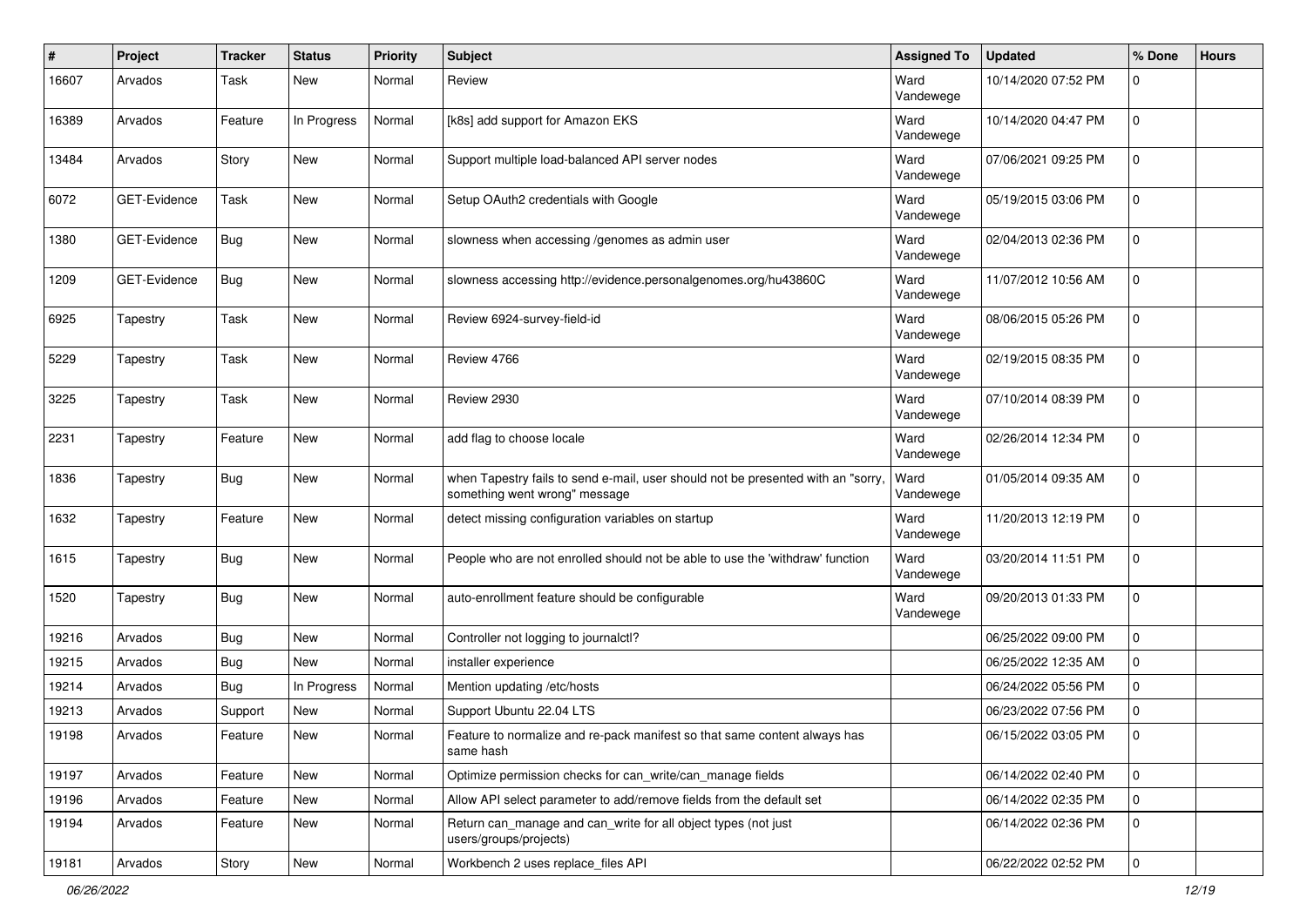| # | Project | Tracker | Status | Priority | Subject | Assigned To | Updated | % Done | Hours |
|---|---|---|---|---|---|---|---|---|---|
| 16607 | Arvados | Task | New | Normal | Review | Ward Vandewege | 10/14/2020 07:52 PM | 0 | |
| 16389 | Arvados | Feature | In Progress | Normal | [k8s] add support for Amazon EKS | Ward Vandewege | 10/14/2020 04:47 PM | 0 | |
| 13484 | Arvados | Story | New | Normal | Support multiple load-balanced API server nodes | Ward Vandewege | 07/06/2021 09:25 PM | 0 | |
| 6072 | GET-Evidence | Task | New | Normal | Setup OAuth2 credentials with Google | Ward Vandewege | 05/19/2015 03:06 PM | 0 | |
| 1380 | GET-Evidence | Bug | New | Normal | slowness when accessing /genomes as admin user | Ward Vandewege | 02/04/2013 02:36 PM | 0 | |
| 1209 | GET-Evidence | Bug | New | Normal | slowness accessing http://evidence.personalgenomes.org/hu43860C | Ward Vandewege | 11/07/2012 10:56 AM | 0 | |
| 6925 | Tapestry | Task | New | Normal | Review 6924-survey-field-id | Ward Vandewege | 08/06/2015 05:26 PM | 0 | |
| 5229 | Tapestry | Task | New | Normal | Review 4766 | Ward Vandewege | 02/19/2015 08:35 PM | 0 | |
| 3225 | Tapestry | Task | New | Normal | Review 2930 | Ward Vandewege | 07/10/2014 08:39 PM | 0 | |
| 2231 | Tapestry | Feature | New | Normal | add flag to choose locale | Ward Vandewege | 02/26/2014 12:34 PM | 0 | |
| 1836 | Tapestry | Bug | New | Normal | when Tapestry fails to send e-mail, user should not be presented with an "sorry, something went wrong" message | Ward Vandewege | 01/05/2014 09:35 AM | 0 | |
| 1632 | Tapestry | Feature | New | Normal | detect missing configuration variables on startup | Ward Vandewege | 11/20/2013 12:19 PM | 0 | |
| 1615 | Tapestry | Bug | New | Normal | People who are not enrolled should not be able to use the 'withdraw' function | Ward Vandewege | 03/20/2014 11:51 PM | 0 | |
| 1520 | Tapestry | Bug | New | Normal | auto-enrollment feature should be configurable | Ward Vandewege | 09/20/2013 01:33 PM | 0 | |
| 19216 | Arvados | Bug | New | Normal | Controller not logging to journalctl? | | 06/25/2022 09:00 PM | 0 | |
| 19215 | Arvados | Bug | New | Normal | installer experience | | 06/25/2022 12:35 AM | 0 | |
| 19214 | Arvados | Bug | In Progress | Normal | Mention updating /etc/hosts | | 06/24/2022 05:56 PM | 0 | |
| 19213 | Arvados | Support | New | Normal | Support Ubuntu 22.04 LTS | | 06/23/2022 07:56 PM | 0 | |
| 19198 | Arvados | Feature | New | Normal | Feature to normalize and re-pack manifest so that same content always has same hash | | 06/15/2022 03:05 PM | 0 | |
| 19197 | Arvados | Feature | New | Normal | Optimize permission checks for can_write/can_manage fields | | 06/14/2022 02:40 PM | 0 | |
| 19196 | Arvados | Feature | New | Normal | Allow API select parameter to add/remove fields from the default set | | 06/14/2022 02:35 PM | 0 | |
| 19194 | Arvados | Feature | New | Normal | Return can_manage and can_write for all object types (not just users/groups/projects) | | 06/14/2022 02:36 PM | 0 | |
| 19181 | Arvados | Story | New | Normal | Workbench 2 uses replace_files API | | 06/22/2022 02:52 PM | 0 | |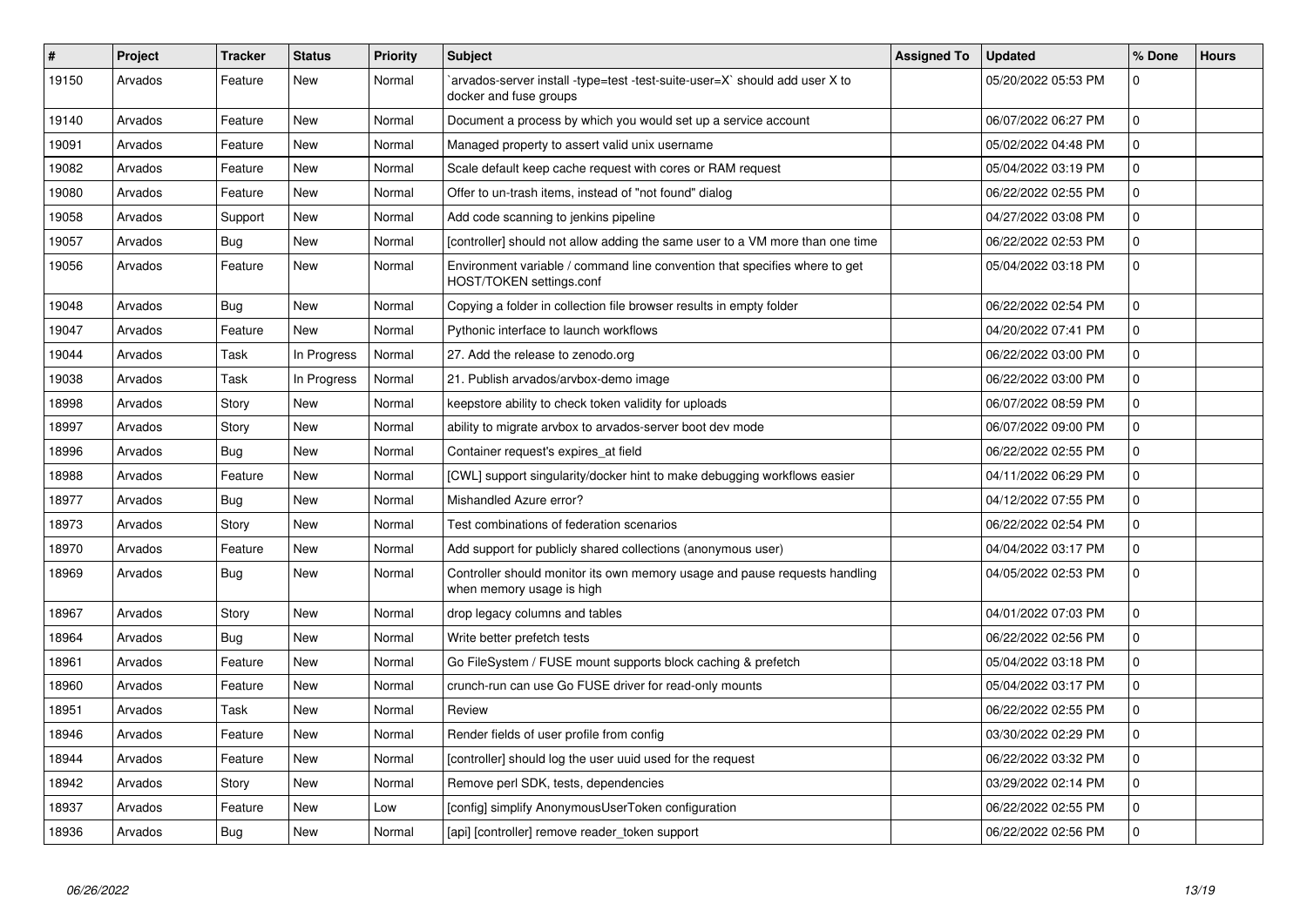| # | Project | Tracker | Status | Priority | Subject | Assigned To | Updated | % Done | Hours |
|---|---|---|---|---|---|---|---|---|---|
| 19150 | Arvados | Feature | New | Normal | `arvados-server install -type=test -test-suite-user=X` should add user X to docker and fuse groups | | 05/20/2022 05:53 PM | 0 | |
| 19140 | Arvados | Feature | New | Normal | Document a process by which you would set up a service account | | 06/07/2022 06:27 PM | 0 | |
| 19091 | Arvados | Feature | New | Normal | Managed property to assert valid unix username | | 05/02/2022 04:48 PM | 0 | |
| 19082 | Arvados | Feature | New | Normal | Scale default keep cache request with cores or RAM request | | 05/04/2022 03:19 PM | 0 | |
| 19080 | Arvados | Feature | New | Normal | Offer to un-trash items, instead of "not found" dialog | | 06/22/2022 02:55 PM | 0 | |
| 19058 | Arvados | Support | New | Normal | Add code scanning to jenkins pipeline | | 04/27/2022 03:08 PM | 0 | |
| 19057 | Arvados | Bug | New | Normal | [controller] should not allow adding the same user to a VM more than one time | | 06/22/2022 02:53 PM | 0 | |
| 19056 | Arvados | Feature | New | Normal | Environment variable / command line convention that specifies where to get HOST/TOKEN settings.conf | | 05/04/2022 03:18 PM | 0 | |
| 19048 | Arvados | Bug | New | Normal | Copying a folder in collection file browser results in empty folder | | 06/22/2022 02:54 PM | 0 | |
| 19047 | Arvados | Feature | New | Normal | Pythonic interface to launch workflows | | 04/20/2022 07:41 PM | 0 | |
| 19044 | Arvados | Task | In Progress | Normal | 27. Add the release to zenodo.org | | 06/22/2022 03:00 PM | 0 | |
| 19038 | Arvados | Task | In Progress | Normal | 21. Publish arvados/arvbox-demo image | | 06/22/2022 03:00 PM | 0 | |
| 18998 | Arvados | Story | New | Normal | keepstore ability to check token validity for uploads | | 06/07/2022 08:59 PM | 0 | |
| 18997 | Arvados | Story | New | Normal | ability to migrate arvbox to arvados-server boot dev mode | | 06/07/2022 09:00 PM | 0 | |
| 18996 | Arvados | Bug | New | Normal | Container request's expires_at field | | 06/22/2022 02:55 PM | 0 | |
| 18988 | Arvados | Feature | New | Normal | [CWL] support singularity/docker hint to make debugging workflows easier | | 04/11/2022 06:29 PM | 0 | |
| 18977 | Arvados | Bug | New | Normal | Mishandled Azure error? | | 04/12/2022 07:55 PM | 0 | |
| 18973 | Arvados | Story | New | Normal | Test combinations of federation scenarios | | 06/22/2022 02:54 PM | 0 | |
| 18970 | Arvados | Feature | New | Normal | Add support for publicly shared collections (anonymous user) | | 04/04/2022 03:17 PM | 0 | |
| 18969 | Arvados | Bug | New | Normal | Controller should monitor its own memory usage and pause requests handling when memory usage is high | | 04/05/2022 02:53 PM | 0 | |
| 18967 | Arvados | Story | New | Normal | drop legacy columns and tables | | 04/01/2022 07:03 PM | 0 | |
| 18964 | Arvados | Bug | New | Normal | Write better prefetch tests | | 06/22/2022 02:56 PM | 0 | |
| 18961 | Arvados | Feature | New | Normal | Go FileSystem / FUSE mount supports block caching & prefetch | | 05/04/2022 03:18 PM | 0 | |
| 18960 | Arvados | Feature | New | Normal | crunch-run can use Go FUSE driver for read-only mounts | | 05/04/2022 03:17 PM | 0 | |
| 18951 | Arvados | Task | New | Normal | Review | | 06/22/2022 02:55 PM | 0 | |
| 18946 | Arvados | Feature | New | Normal | Render fields of user profile from config | | 03/30/2022 02:29 PM | 0 | |
| 18944 | Arvados | Feature | New | Normal | [controller] should log the user uuid used for the request | | 06/22/2022 03:32 PM | 0 | |
| 18942 | Arvados | Story | New | Normal | Remove perl SDK, tests, dependencies | | 03/29/2022 02:14 PM | 0 | |
| 18937 | Arvados | Feature | New | Low | [config] simplify AnonymousUserToken configuration | | 06/22/2022 02:55 PM | 0 | |
| 18936 | Arvados | Bug | New | Normal | [api] [controller] remove reader_token support | | 06/22/2022 02:56 PM | 0 | |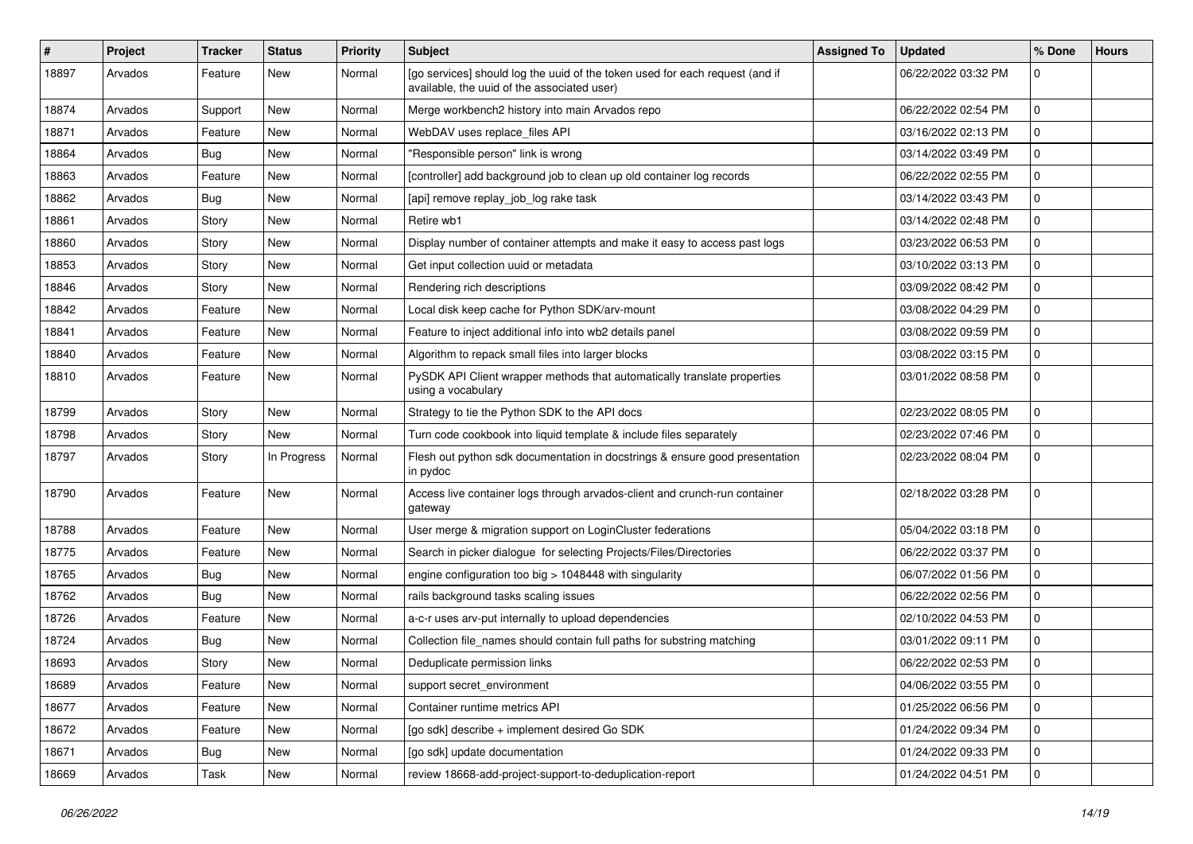| # | Project | Tracker | Status | Priority | Subject | Assigned To | Updated | % Done | Hours |
|---|---|---|---|---|---|---|---|---|---|
| 18897 | Arvados | Feature | New | Normal | [go services] should log the uuid of the token used for each request (and if available, the uuid of the associated user) | | 06/22/2022 03:32 PM | 0 | |
| 18874 | Arvados | Support | New | Normal | Merge workbench2 history into main Arvados repo | | 06/22/2022 02:54 PM | 0 | |
| 18871 | Arvados | Feature | New | Normal | WebDAV uses replace_files API | | 03/16/2022 02:13 PM | 0 | |
| 18864 | Arvados | Bug | New | Normal | "Responsible person" link is wrong | | 03/14/2022 03:49 PM | 0 | |
| 18863 | Arvados | Feature | New | Normal | [controller] add background job to clean up old container log records | | 06/22/2022 02:55 PM | 0 | |
| 18862 | Arvados | Bug | New | Normal | [api] remove replay_job_log rake task | | 03/14/2022 03:43 PM | 0 | |
| 18861 | Arvados | Story | New | Normal | Retire wb1 | | 03/14/2022 02:48 PM | 0 | |
| 18860 | Arvados | Story | New | Normal | Display number of container attempts and make it easy to access past logs | | 03/23/2022 06:53 PM | 0 | |
| 18853 | Arvados | Story | New | Normal | Get input collection uuid or metadata | | 03/10/2022 03:13 PM | 0 | |
| 18846 | Arvados | Story | New | Normal | Rendering rich descriptions | | 03/09/2022 08:42 PM | 0 | |
| 18842 | Arvados | Feature | New | Normal | Local disk keep cache for Python SDK/arv-mount | | 03/08/2022 04:29 PM | 0 | |
| 18841 | Arvados | Feature | New | Normal | Feature to inject additional info into wb2 details panel | | 03/08/2022 09:59 PM | 0 | |
| 18840 | Arvados | Feature | New | Normal | Algorithm to repack small files into larger blocks | | 03/08/2022 03:15 PM | 0 | |
| 18810 | Arvados | Feature | New | Normal | PySDK API Client wrapper methods that automatically translate properties using a vocabulary | | 03/01/2022 08:58 PM | 0 | |
| 18799 | Arvados | Story | New | Normal | Strategy to tie the Python SDK to the API docs | | 02/23/2022 08:05 PM | 0 | |
| 18798 | Arvados | Story | New | Normal | Turn code cookbook into liquid template & include files separately | | 02/23/2022 07:46 PM | 0 | |
| 18797 | Arvados | Story | In Progress | Normal | Flesh out python sdk documentation in docstrings & ensure good presentation in pydoc | | 02/23/2022 08:04 PM | 0 | |
| 18790 | Arvados | Feature | New | Normal | Access live container logs through arvados-client and crunch-run container gateway | | 02/18/2022 03:28 PM | 0 | |
| 18788 | Arvados | Feature | New | Normal | User merge & migration support on LoginCluster federations | | 05/04/2022 03:18 PM | 0 | |
| 18775 | Arvados | Feature | New | Normal | Search in picker dialogue for selecting Projects/Files/Directories | | 06/22/2022 03:37 PM | 0 | |
| 18765 | Arvados | Bug | New | Normal | engine configuration too big > 1048448 with singularity | | 06/07/2022 01:56 PM | 0 | |
| 18762 | Arvados | Bug | New | Normal | rails background tasks scaling issues | | 06/22/2022 02:56 PM | 0 | |
| 18726 | Arvados | Feature | New | Normal | a-c-r uses arv-put internally to upload dependencies | | 02/10/2022 04:53 PM | 0 | |
| 18724 | Arvados | Bug | New | Normal | Collection file_names should contain full paths for substring matching | | 03/01/2022 09:11 PM | 0 | |
| 18693 | Arvados | Story | New | Normal | Deduplicate permission links | | 06/22/2022 02:53 PM | 0 | |
| 18689 | Arvados | Feature | New | Normal | support secret_environment | | 04/06/2022 03:55 PM | 0 | |
| 18677 | Arvados | Feature | New | Normal | Container runtime metrics API | | 01/25/2022 06:56 PM | 0 | |
| 18672 | Arvados | Feature | New | Normal | [go sdk] describe + implement desired Go SDK | | 01/24/2022 09:34 PM | 0 | |
| 18671 | Arvados | Bug | New | Normal | [go sdk] update documentation | | 01/24/2022 09:33 PM | 0 | |
| 18669 | Arvados | Task | New | Normal | review 18668-add-project-support-to-deduplication-report | | 01/24/2022 04:51 PM | 0 | |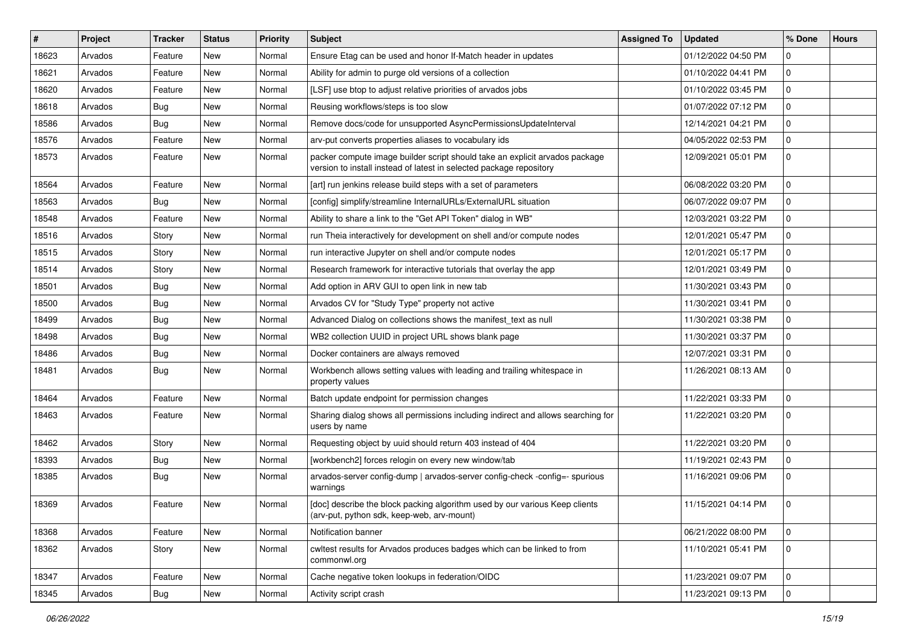| # | Project | Tracker | Status | Priority | Subject | Assigned To | Updated | % Done | Hours |
|---|---|---|---|---|---|---|---|---|---|
| 18623 | Arvados | Feature | New | Normal | Ensure Etag can be used and honor If-Match header in updates | | 01/12/2022 04:50 PM | 0 | |
| 18621 | Arvados | Feature | New | Normal | Ability for admin to purge old versions of a collection | | 01/10/2022 04:41 PM | 0 | |
| 18620 | Arvados | Feature | New | Normal | [LSF] use btop to adjust relative priorities of arvados jobs | | 01/10/2022 03:45 PM | 0 | |
| 18618 | Arvados | Bug | New | Normal | Reusing workflows/steps is too slow | | 01/07/2022 07:12 PM | 0 | |
| 18586 | Arvados | Bug | New | Normal | Remove docs/code for unsupported AsyncPermissionsUpdateInterval | | 12/14/2021 04:21 PM | 0 | |
| 18576 | Arvados | Feature | New | Normal | arv-put converts properties aliases to vocabulary ids | | 04/05/2022 02:53 PM | 0 | |
| 18573 | Arvados | Feature | New | Normal | packer compute image builder script should take an explicit arvados package version to install instead of latest in selected package repository | | 12/09/2021 05:01 PM | 0 | |
| 18564 | Arvados | Feature | New | Normal | [art] run jenkins release build steps with a set of parameters | | 06/08/2022 03:20 PM | 0 | |
| 18563 | Arvados | Bug | New | Normal | [config] simplify/streamline InternalURLs/ExternalURL situation | | 06/07/2022 09:07 PM | 0 | |
| 18548 | Arvados | Feature | New | Normal | Ability to share a link to the "Get API Token" dialog in WB" | | 12/03/2021 03:22 PM | 0 | |
| 18516 | Arvados | Story | New | Normal | run Theia interactively for development on shell and/or compute nodes | | 12/01/2021 05:47 PM | 0 | |
| 18515 | Arvados | Story | New | Normal | run interactive Jupyter on shell and/or compute nodes | | 12/01/2021 05:17 PM | 0 | |
| 18514 | Arvados | Story | New | Normal | Research framework for interactive tutorials that overlay the app | | 12/01/2021 03:49 PM | 0 | |
| 18501 | Arvados | Bug | New | Normal | Add option in ARV GUI to open link in new tab | | 11/30/2021 03:43 PM | 0 | |
| 18500 | Arvados | Bug | New | Normal | Arvados CV for "Study Type" property not active | | 11/30/2021 03:41 PM | 0 | |
| 18499 | Arvados | Bug | New | Normal | Advanced Dialog on collections shows the manifest_text as null | | 11/30/2021 03:38 PM | 0 | |
| 18498 | Arvados | Bug | New | Normal | WB2 collection UUID in project URL shows blank page | | 11/30/2021 03:37 PM | 0 | |
| 18486 | Arvados | Bug | New | Normal | Docker containers are always removed | | 12/07/2021 03:31 PM | 0 | |
| 18481 | Arvados | Bug | New | Normal | Workbench allows setting values with leading and trailing whitespace in property values | | 11/26/2021 08:13 AM | 0 | |
| 18464 | Arvados | Feature | New | Normal | Batch update endpoint for permission changes | | 11/22/2021 03:33 PM | 0 | |
| 18463 | Arvados | Feature | New | Normal | Sharing dialog shows all permissions including indirect and allows searching for users by name | | 11/22/2021 03:20 PM | 0 | |
| 18462 | Arvados | Story | New | Normal | Requesting object by uuid should return 403 instead of 404 | | 11/22/2021 03:20 PM | 0 | |
| 18393 | Arvados | Bug | New | Normal | [workbench2] forces relogin on every new window/tab | | 11/19/2021 02:43 PM | 0 | |
| 18385 | Arvados | Bug | New | Normal | arvados-server config-dump \| arvados-server config-check -config=- spurious warnings | | 11/16/2021 09:06 PM | 0 | |
| 18369 | Arvados | Feature | New | Normal | [doc] describe the block packing algorithm used by our various Keep clients (arv-put, python sdk, keep-web, arv-mount) | | 11/15/2021 04:14 PM | 0 | |
| 18368 | Arvados | Feature | New | Normal | Notification banner | | 06/21/2022 08:00 PM | 0 | |
| 18362 | Arvados | Story | New | Normal | cwltest results for Arvados produces badges which can be linked to from commonwl.org | | 11/10/2021 05:41 PM | 0 | |
| 18347 | Arvados | Feature | New | Normal | Cache negative token lookups in federation/OIDC | | 11/23/2021 09:07 PM | 0 | |
| 18345 | Arvados | Bug | New | Normal | Activity script crash | | 11/23/2021 09:13 PM | 0 | |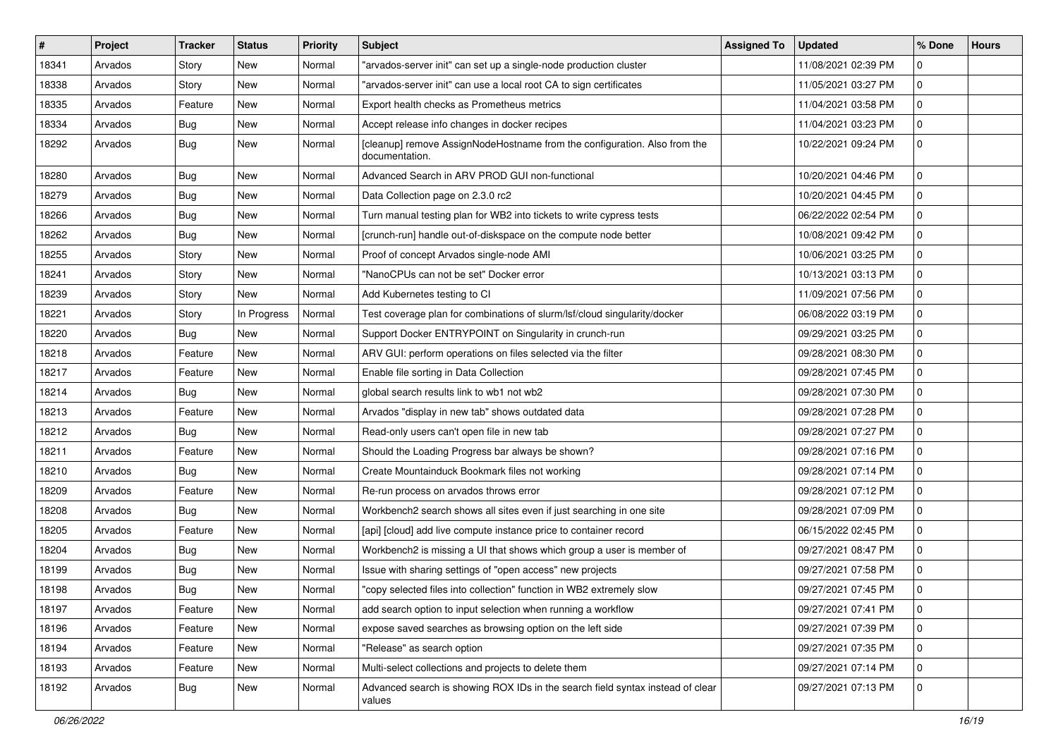| # | Project | Tracker | Status | Priority | Subject | Assigned To | Updated | % Done | Hours |
|---|---|---|---|---|---|---|---|---|---|
| 18341 | Arvados | Story | New | Normal | "arvados-server init" can set up a single-node production cluster | | 11/08/2021 02:39 PM | 0 | |
| 18338 | Arvados | Story | New | Normal | "arvados-server init" can use a local root CA to sign certificates | | 11/05/2021 03:27 PM | 0 | |
| 18335 | Arvados | Feature | New | Normal | Export health checks as Prometheus metrics | | 11/04/2021 03:58 PM | 0 | |
| 18334 | Arvados | Bug | New | Normal | Accept release info changes in docker recipes | | 11/04/2021 03:23 PM | 0 | |
| 18292 | Arvados | Bug | New | Normal | [cleanup] remove AssignNodeHostname from the configuration. Also from the documentation. | | 10/22/2021 09:24 PM | 0 | |
| 18280 | Arvados | Bug | New | Normal | Advanced Search in ARV PROD GUI non-functional | | 10/20/2021 04:46 PM | 0 | |
| 18279 | Arvados | Bug | New | Normal | Data Collection page on 2.3.0 rc2 | | 10/20/2021 04:45 PM | 0 | |
| 18266 | Arvados | Bug | New | Normal | Turn manual testing plan for WB2 into tickets to write cypress tests | | 06/22/2022 02:54 PM | 0 | |
| 18262 | Arvados | Bug | New | Normal | [crunch-run] handle out-of-diskspace on the compute node better | | 10/08/2021 09:42 PM | 0 | |
| 18255 | Arvados | Story | New | Normal | Proof of concept Arvados single-node AMI | | 10/06/2021 03:25 PM | 0 | |
| 18241 | Arvados | Story | New | Normal | "NanoCPUs can not be set" Docker error | | 10/13/2021 03:13 PM | 0 | |
| 18239 | Arvados | Story | New | Normal | Add Kubernetes testing to CI | | 11/09/2021 07:56 PM | 0 | |
| 18221 | Arvados | Story | In Progress | Normal | Test coverage plan for combinations of slurm/lsf/cloud singularity/docker | | 06/08/2022 03:19 PM | 0 | |
| 18220 | Arvados | Bug | New | Normal | Support Docker ENTRYPOINT on Singularity in crunch-run | | 09/29/2021 03:25 PM | 0 | |
| 18218 | Arvados | Feature | New | Normal | ARV GUI: perform operations on files selected via the filter | | 09/28/2021 08:30 PM | 0 | |
| 18217 | Arvados | Feature | New | Normal | Enable file sorting in Data Collection | | 09/28/2021 07:45 PM | 0 | |
| 18214 | Arvados | Bug | New | Normal | global search results link to wb1 not wb2 | | 09/28/2021 07:30 PM | 0 | |
| 18213 | Arvados | Feature | New | Normal | Arvados "display in new tab" shows outdated data | | 09/28/2021 07:28 PM | 0 | |
| 18212 | Arvados | Bug | New | Normal | Read-only users can't open file in new tab | | 09/28/2021 07:27 PM | 0 | |
| 18211 | Arvados | Feature | New | Normal | Should the Loading Progress bar always be shown? | | 09/28/2021 07:16 PM | 0 | |
| 18210 | Arvados | Bug | New | Normal | Create Mountainduck Bookmark files not working | | 09/28/2021 07:14 PM | 0 | |
| 18209 | Arvados | Feature | New | Normal | Re-run process on arvados throws error | | 09/28/2021 07:12 PM | 0 | |
| 18208 | Arvados | Bug | New | Normal | Workbench2 search shows all sites even if just searching in one site | | 09/28/2021 07:09 PM | 0 | |
| 18205 | Arvados | Feature | New | Normal | [api] [cloud] add live compute instance price to container record | | 06/15/2022 02:45 PM | 0 | |
| 18204 | Arvados | Bug | New | Normal | Workbench2 is missing a UI that shows which group a user is member of | | 09/27/2021 08:47 PM | 0 | |
| 18199 | Arvados | Bug | New | Normal | Issue with sharing settings of "open access" new projects | | 09/27/2021 07:58 PM | 0 | |
| 18198 | Arvados | Bug | New | Normal | "copy selected files into collection" function in WB2 extremely slow | | 09/27/2021 07:45 PM | 0 | |
| 18197 | Arvados | Feature | New | Normal | add search option to input selection when running a workflow | | 09/27/2021 07:41 PM | 0 | |
| 18196 | Arvados | Feature | New | Normal | expose saved searches as browsing option on the left side | | 09/27/2021 07:39 PM | 0 | |
| 18194 | Arvados | Feature | New | Normal | "Release" as search option | | 09/27/2021 07:35 PM | 0 | |
| 18193 | Arvados | Feature | New | Normal | Multi-select collections and projects to delete them | | 09/27/2021 07:14 PM | 0 | |
| 18192 | Arvados | Bug | New | Normal | Advanced search is showing ROX IDs in the search field syntax instead of clear values | | 09/27/2021 07:13 PM | 0 | |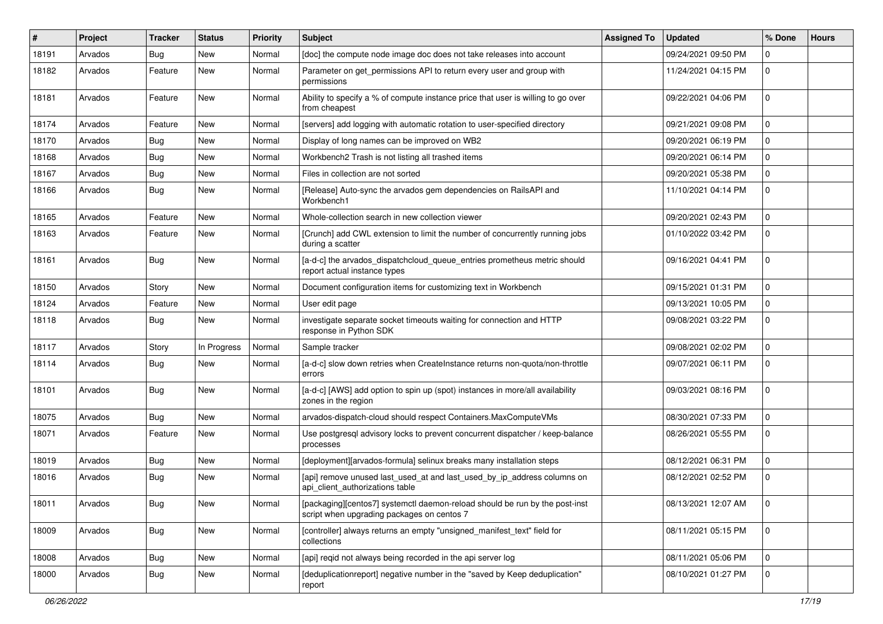| # | Project | Tracker | Status | Priority | Subject | Assigned To | Updated | % Done | Hours |
|---|---|---|---|---|---|---|---|---|---|
| 18191 | Arvados | Bug | New | Normal | [doc] the compute node image doc does not take releases into account | | 09/24/2021 09:50 PM | 0 | |
| 18182 | Arvados | Feature | New | Normal | Parameter on get_permissions API to return every user and group with permissions | | 11/24/2021 04:15 PM | 0 | |
| 18181 | Arvados | Feature | New | Normal | Ability to specify a % of compute instance price that user is willing to go over from cheapest | | 09/22/2021 04:06 PM | 0 | |
| 18174 | Arvados | Feature | New | Normal | [servers] add logging with automatic rotation to user-specified directory | | 09/21/2021 09:08 PM | 0 | |
| 18170 | Arvados | Bug | New | Normal | Display of long names can be improved on WB2 | | 09/20/2021 06:19 PM | 0 | |
| 18168 | Arvados | Bug | New | Normal | Workbench2 Trash is not listing all trashed items | | 09/20/2021 06:14 PM | 0 | |
| 18167 | Arvados | Bug | New | Normal | Files in collection are not sorted | | 09/20/2021 05:38 PM | 0 | |
| 18166 | Arvados | Bug | New | Normal | [Release] Auto-sync the arvados gem dependencies on RailsAPI and Workbench1 | | 11/10/2021 04:14 PM | 0 | |
| 18165 | Arvados | Feature | New | Normal | Whole-collection search in new collection viewer | | 09/20/2021 02:43 PM | 0 | |
| 18163 | Arvados | Feature | New | Normal | [Crunch] add CWL extension to limit the number of concurrently running jobs during a scatter | | 01/10/2022 03:42 PM | 0 | |
| 18161 | Arvados | Bug | New | Normal | [a-d-c] the arvados_dispatchcloud_queue_entries prometheus metric should report actual instance types | | 09/16/2021 04:41 PM | 0 | |
| 18150 | Arvados | Story | New | Normal | Document configuration items for customizing text in Workbench | | 09/15/2021 01:31 PM | 0 | |
| 18124 | Arvados | Feature | New | Normal | User edit page | | 09/13/2021 10:05 PM | 0 | |
| 18118 | Arvados | Bug | New | Normal | investigate separate socket timeouts waiting for connection and HTTP response in Python SDK | | 09/08/2021 03:22 PM | 0 | |
| 18117 | Arvados | Story | In Progress | Normal | Sample tracker | | 09/08/2021 02:02 PM | 0 | |
| 18114 | Arvados | Bug | New | Normal | [a-d-c] slow down retries when CreateInstance returns non-quota/non-throttle errors | | 09/07/2021 06:11 PM | 0 | |
| 18101 | Arvados | Bug | New | Normal | [a-d-c] [AWS] add option to spin up (spot) instances in more/all availability zones in the region | | 09/03/2021 08:16 PM | 0 | |
| 18075 | Arvados | Bug | New | Normal | arvados-dispatch-cloud should respect Containers.MaxComputeVMs | | 08/30/2021 07:33 PM | 0 | |
| 18071 | Arvados | Feature | New | Normal | Use postgresql advisory locks to prevent concurrent dispatcher / keep-balance processes | | 08/26/2021 05:55 PM | 0 | |
| 18019 | Arvados | Bug | New | Normal | [deployment][arvados-formula] selinux breaks many installation steps | | 08/12/2021 06:31 PM | 0 | |
| 18016 | Arvados | Bug | New | Normal | [api] remove unused last_used_at and last_used_by_ip_address columns on api_client_authorizations table | | 08/12/2021 02:52 PM | 0 | |
| 18011 | Arvados | Bug | New | Normal | [packaging][centos7] systemctl daemon-reload should be run by the post-inst script when upgrading packages on centos 7 | | 08/13/2021 12:07 AM | 0 | |
| 18009 | Arvados | Bug | New | Normal | [controller] always returns an empty "unsigned_manifest_text" field for collections | | 08/11/2021 05:15 PM | 0 | |
| 18008 | Arvados | Bug | New | Normal | [api] reqid not always being recorded in the api server log | | 08/11/2021 05:06 PM | 0 | |
| 18000 | Arvados | Bug | New | Normal | [deduplicationreport] negative number in the "saved by Keep deduplication" report | | 08/10/2021 01:27 PM | 0 | |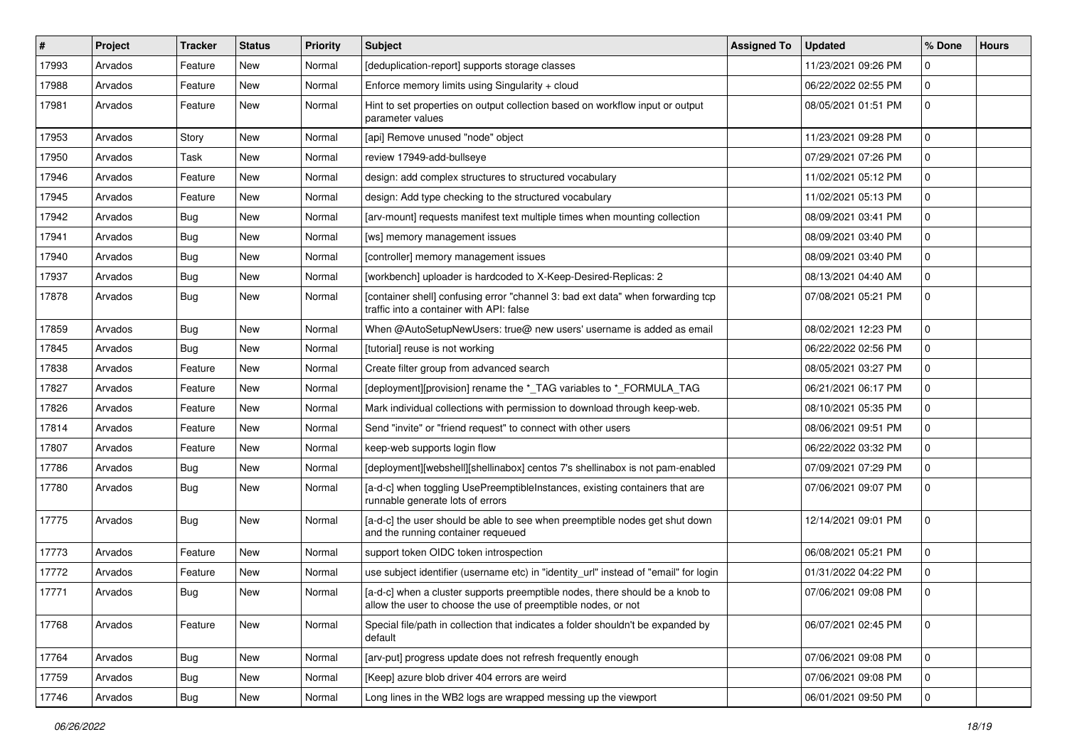| # | Project | Tracker | Status | Priority | Subject | Assigned To | Updated | % Done | Hours |
|---|---|---|---|---|---|---|---|---|---|
| 17993 | Arvados | Feature | New | Normal | [deduplication-report] supports storage classes | | 11/23/2021 09:26 PM | 0 | |
| 17988 | Arvados | Feature | New | Normal | Enforce memory limits using Singularity + cloud | | 06/22/2022 02:55 PM | 0 | |
| 17981 | Arvados | Feature | New | Normal | Hint to set properties on output collection based on workflow input or output parameter values | | 08/05/2021 01:51 PM | 0 | |
| 17953 | Arvados | Story | New | Normal | [api] Remove unused "node" object | | 11/23/2021 09:28 PM | 0 | |
| 17950 | Arvados | Task | New | Normal | review 17949-add-bullseye | | 07/29/2021 07:26 PM | 0 | |
| 17946 | Arvados | Feature | New | Normal | design: add complex structures to structured vocabulary | | 11/02/2021 05:12 PM | 0 | |
| 17945 | Arvados | Feature | New | Normal | design: Add type checking to the structured vocabulary | | 11/02/2021 05:13 PM | 0 | |
| 17942 | Arvados | Bug | New | Normal | [arv-mount] requests manifest text multiple times when mounting collection | | 08/09/2021 03:41 PM | 0 | |
| 17941 | Arvados | Bug | New | Normal | [ws] memory management issues | | 08/09/2021 03:40 PM | 0 | |
| 17940 | Arvados | Bug | New | Normal | [controller] memory management issues | | 08/09/2021 03:40 PM | 0 | |
| 17937 | Arvados | Bug | New | Normal | [workbench] uploader is hardcoded to X-Keep-Desired-Replicas: 2 | | 08/13/2021 04:40 AM | 0 | |
| 17878 | Arvados | Bug | New | Normal | [container shell] confusing error "channel 3: bad ext data" when forwarding tcp traffic into a container with API: false | | 07/08/2021 05:21 PM | 0 | |
| 17859 | Arvados | Bug | New | Normal | When @AutoSetupNewUsers: true@ new users' username is added as email | | 08/02/2021 12:23 PM | 0 | |
| 17845 | Arvados | Bug | New | Normal | [tutorial] reuse is not working | | 06/22/2022 02:56 PM | 0 | |
| 17838 | Arvados | Feature | New | Normal | Create filter group from advanced search | | 08/05/2021 03:27 PM | 0 | |
| 17827 | Arvados | Feature | New | Normal | [deployment][provision] rename the *_TAG variables to *_FORMULA_TAG | | 06/21/2021 06:17 PM | 0 | |
| 17826 | Arvados | Feature | New | Normal | Mark individual collections with permission to download through keep-web. | | 08/10/2021 05:35 PM | 0 | |
| 17814 | Arvados | Feature | New | Normal | Send "invite" or "friend request" to connect with other users | | 08/06/2021 09:51 PM | 0 | |
| 17807 | Arvados | Feature | New | Normal | keep-web supports login flow | | 06/22/2022 03:32 PM | 0 | |
| 17786 | Arvados | Bug | New | Normal | [deployment][webshell][shellinabox] centos 7's shellinabox is not pam-enabled | | 07/09/2021 07:29 PM | 0 | |
| 17780 | Arvados | Bug | New | Normal | [a-d-c] when toggling UsePreemptibleInstances, existing containers that are runnable generate lots of errors | | 07/06/2021 09:07 PM | 0 | |
| 17775 | Arvados | Bug | New | Normal | [a-d-c] the user should be able to see when preemptible nodes get shut down and the running container requeued | | 12/14/2021 09:01 PM | 0 | |
| 17773 | Arvados | Feature | New | Normal | support token OIDC token introspection | | 06/08/2021 05:21 PM | 0 | |
| 17772 | Arvados | Feature | New | Normal | use subject identifier (username etc) in "identity_url" instead of "email" for login | | 01/31/2022 04:22 PM | 0 | |
| 17771 | Arvados | Bug | New | Normal | [a-d-c] when a cluster supports preemptible nodes, there should be a knob to allow the user to choose the use of preemptible nodes, or not | | 07/06/2021 09:08 PM | 0 | |
| 17768 | Arvados | Feature | New | Normal | Special file/path in collection that indicates a folder shouldn't be expanded by default | | 06/07/2021 02:45 PM | 0 | |
| 17764 | Arvados | Bug | New | Normal | [arv-put] progress update does not refresh frequently enough | | 07/06/2021 09:08 PM | 0 | |
| 17759 | Arvados | Bug | New | Normal | [Keep] azure blob driver 404 errors are weird | | 07/06/2021 09:08 PM | 0 | |
| 17746 | Arvados | Bug | New | Normal | Long lines in the WB2 logs are wrapped messing up the viewport | | 06/01/2021 09:50 PM | 0 | |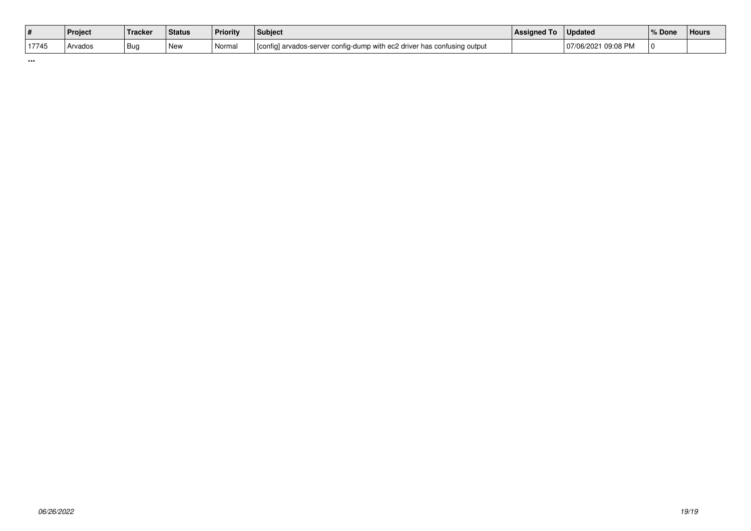| # | Project | Tracker | Status | Priority | Subject | Assigned To | Updated | % Done | Hours |
|---|---|---|---|---|---|---|---|---|---|
| 17745 | Arvados | Bug | New | Normal | [config] arvados-server config-dump with ec2 driver has confusing output | | 07/06/2021 09:08 PM | 0 | |

**...**